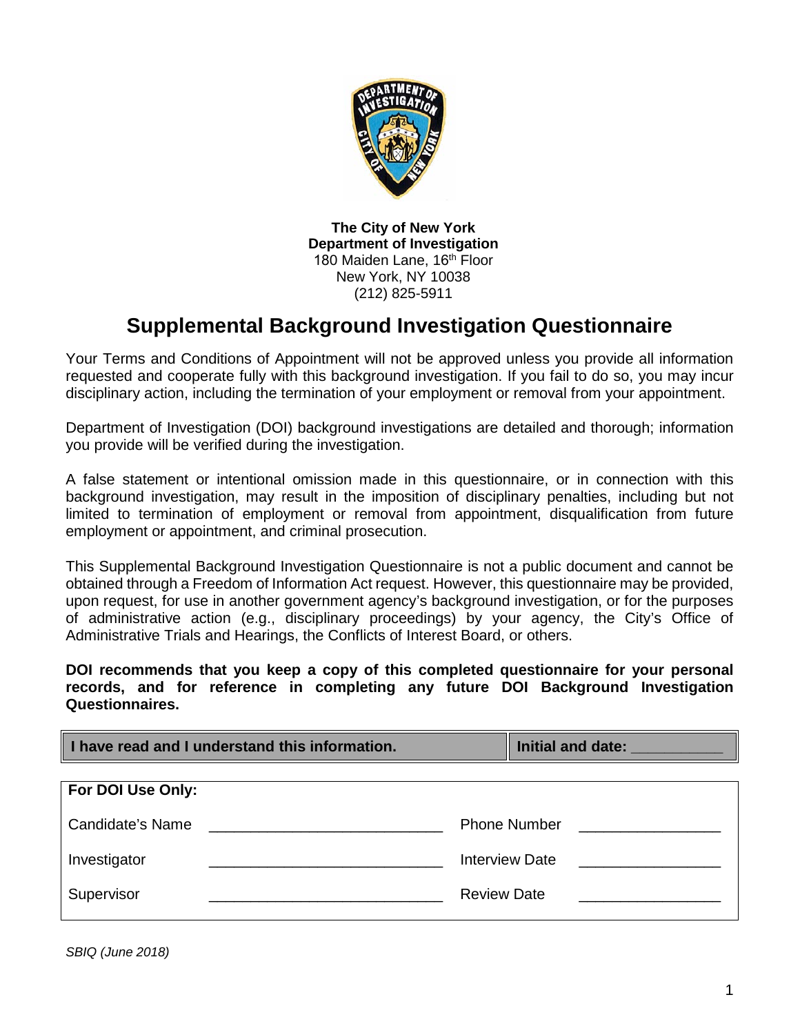**The City of New York**
**Department of Investigation**
180 Maiden Lane, 16th Floor
New York, NY 10038
(212) 825-5911

# Supplemental Background Investigation Questionnaire

Your Terms and Conditions of Appointment will not be approved unless you provide all information requested and cooperate fully with this background investigation. If you fail to do so, you may incur disciplinary action, including the termination of your employment or removal from your appointment.

Department of Investigation (DOI) background investigations are detailed and thorough; information you provide will be verified during the investigation.

A false statement or intentional omission made in this questionnaire, or in connection with this background investigation, may result in the imposition of disciplinary penalties, including but not limited to termination of employment or removal from appointment, disqualification from future employment or appointment, and criminal prosecution.

This Supplemental Background Investigation Questionnaire is not a public document and cannot be obtained through a Freedom of Information Act request. However, this questionnaire may be provided, upon request, for use in another government agency's background investigation, or for the purposes of administrative action (e.g., disciplinary proceedings) by your agency, the City's Office of Administrative Trials and Hearings, the Conflicts of Interest Board, or others.

**DOI recommends that you keep a copy of this completed questionnaire for your personal records, and for reference in completing any future DOI Background Investigation Questionnaires.**

| **I have read and I understand this information.** | **Initial and date: ___________** |
|---|---|

| **For DOI Use Only:** | | | |
|---|---|---|---|
| Candidate's Name | ____________________________ | Phone Number | _________________ |
| Investigator | ____________________________ | Interview Date | _________________ |
| Supervisor | ____________________________ | Review Date | _________________ |

*SBIQ (June 2018)*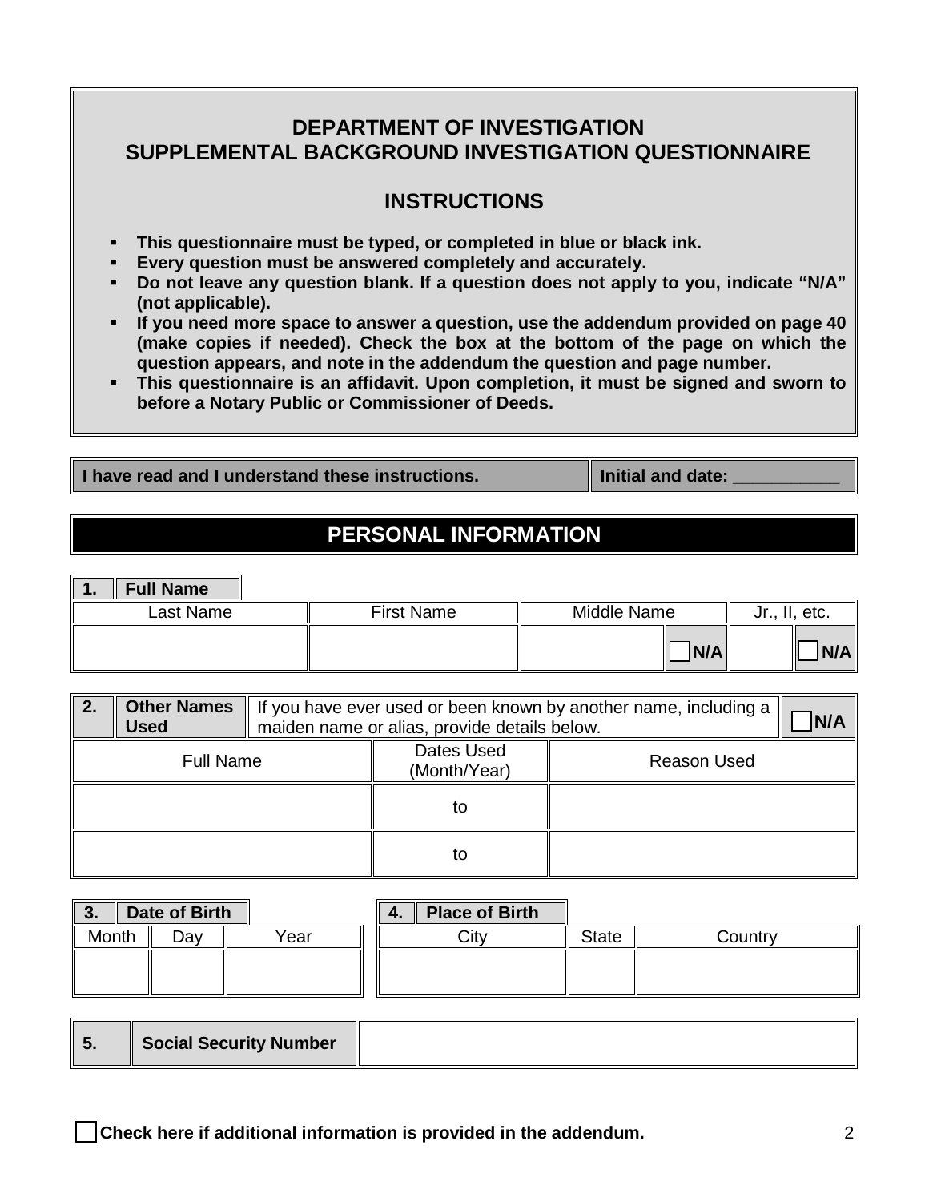# DEPARTMENT OF INVESTIGATION
# SUPPLEMENTAL BACKGROUND INVESTIGATION QUESTIONNAIRE

## INSTRUCTIONS

- **This questionnaire must be typed, or completed in blue or black ink.**
- **Every question must be answered completely and accurately.**
- **Do not leave any question blank. If a question does not apply to you, indicate "N/A" (not applicable).**
- **If you need more space to answer a question, use the addendum provided on page 40 (make copies if needed). Check the box at the bottom of the page on which the question appears, and note in the addendum the question and page number.**
- **This questionnaire is an affidavit. Upon completion, it must be signed and sworn to before a Notary Public or Commissioner of Deeds.**

| I have read and I understand these instructions. | Initial and date: ___________ |
|---|---|

## PERSONAL INFORMATION

**1. Full Name**

| Last Name | First Name | Middle Name | Jr., II, etc. |
|---|---|---|---|
| | | ☐ N/A | ☐ N/A |

**2. Other Names Used** — If you have ever used or been known by another name, including a maiden name or alias, provide details below. ☐ N/A

| Full Name | Dates Used (Month/Year) | Reason Used |
|---|---|---|
| | to | |
| | to | |

**3. Date of Birth**

| Month | Day | Year |
|---|---|---|
| | | |

**4. Place of Birth**

| City | State | Country |
|---|---|---|
| | | |

| 5. | Social Security Number | |
|---|---|---|

☐ **Check here if additional information is provided in the addendum.**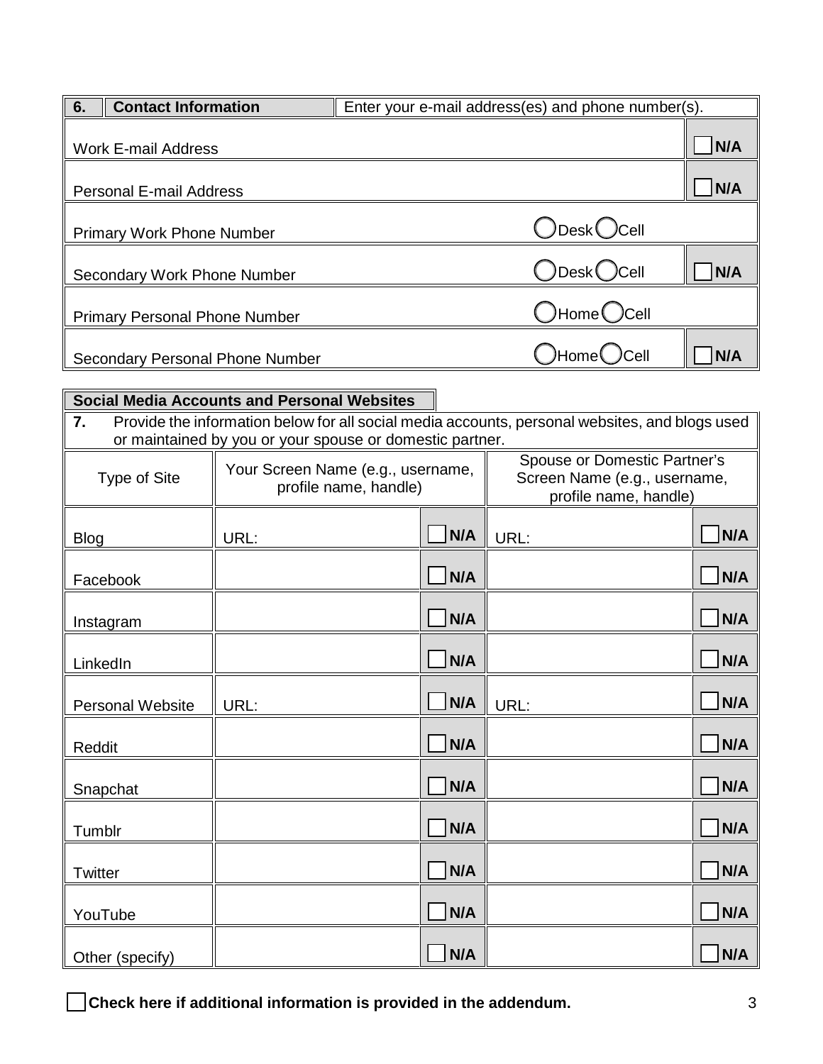| 6. | Contact Information | Enter your e-mail address(es) and phone number(s). | |
|---|---|---|---|
| Work E-mail Address | | | ☐ N/A |
| Personal E-mail Address | | | ☐ N/A |
| Primary Work Phone Number | | ◯ Desk ◯ Cell | |
| Secondary Work Phone Number | | ◯ Desk ◯ Cell | ☐ N/A |
| Primary Personal Phone Number | | ◯ Home ◯ Cell | |
| Secondary Personal Phone Number | | ◯ Home ◯ Cell | ☐ N/A |

**Social Media Accounts and Personal Websites**

**7.** Provide the information below for all social media accounts, personal websites, and blogs used or maintained by you or your spouse or domestic partner.

| Type of Site | Your Screen Name (e.g., username, profile name, handle) | | Spouse or Domestic Partner's Screen Name (e.g., username, profile name, handle) | |
|---|---|---|---|---|
| Blog | URL: | ☐ N/A | URL: | ☐ N/A |
| Facebook | | ☐ N/A | | ☐ N/A |
| Instagram | | ☐ N/A | | ☐ N/A |
| LinkedIn | | ☐ N/A | | ☐ N/A |
| Personal Website | URL: | ☐ N/A | URL: | ☐ N/A |
| Reddit | | ☐ N/A | | ☐ N/A |
| Snapchat | | ☐ N/A | | ☐ N/A |
| Tumblr | | ☐ N/A | | ☐ N/A |
| Twitter | | ☐ N/A | | ☐ N/A |
| YouTube | | ☐ N/A | | ☐ N/A |
| Other (specify) | | ☐ N/A | | ☐ N/A |

☐ **Check here if additional information is provided in the addendum.**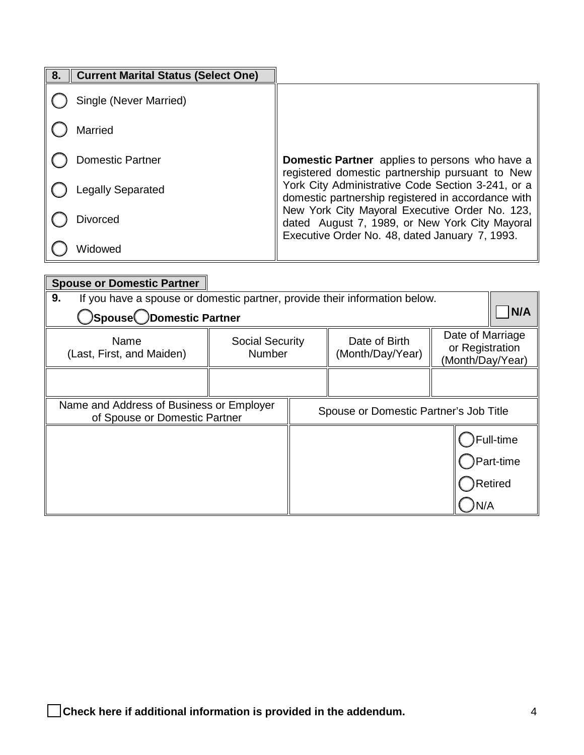## 8. Current Marital Status (Select One)

- ◯ Single (Never Married)
- ◯ Married
- ◯ Domestic Partner
- ◯ Legally Separated
- ◯ Divorced
- ◯ Widowed

**Domestic Partner** applies to persons who have a registered domestic partnership pursuant to New York City Administrative Code Section 3-241, or a domestic partnership registered in accordance with New York City Mayoral Executive Order No. 123, dated August 7, 1989, or New York City Mayoral Executive Order No. 48, dated January 7, 1993.

## Spouse or Domestic Partner

**9.** If you have a spouse or domestic partner, provide their information below. ☐ **N/A**

◯ **Spouse** ◯ **Domestic Partner**

| Name (Last, First, and Maiden) | Social Security Number | Date of Birth (Month/Day/Year) | Date of Marriage or Registration (Month/Day/Year) |
|---|---|---|---|
| | | | |

| Name and Address of Business or Employer of Spouse or Domestic Partner | Spouse or Domestic Partner's Job Title | |
|---|---|---|
| | | ◯ Full-time<br>◯ Part-time<br>◯ Retired<br>◯ N/A |

☐ **Check here if additional information is provided in the addendum.**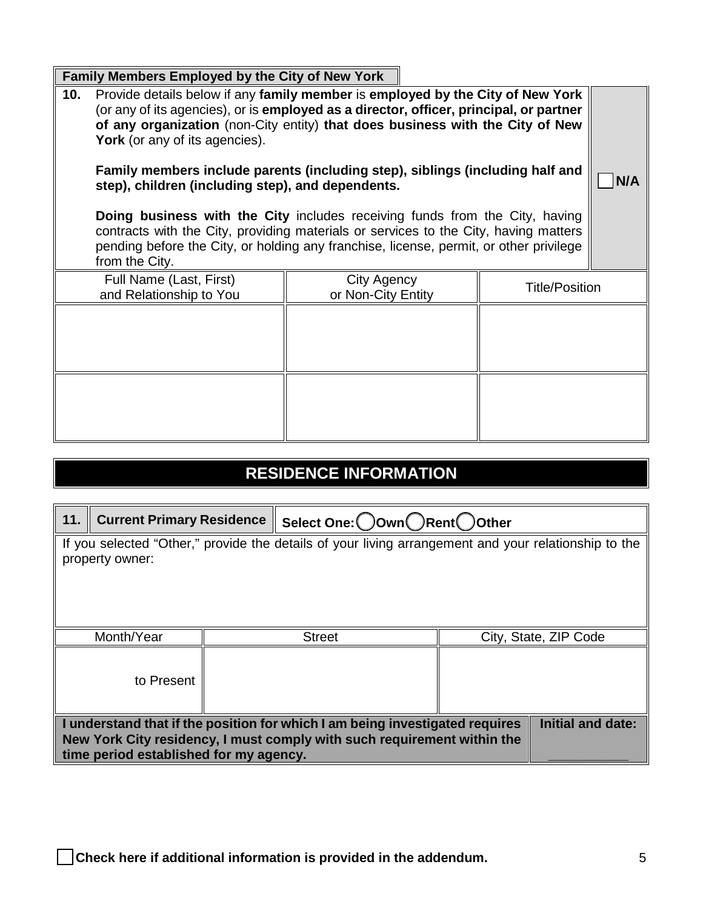**Family Members Employed by the City of New York**

**10.** Provide details below if any **family member** is **employed by the City of New York** (or any of its agencies), or is **employed as a director, officer, principal, or partner of any organization** (non-City entity) **that does business with the City of New York** (or any of its agencies).

**Family members include parents (including step), siblings (including half and step), children (including step), and dependents.**

**Doing business with the City** includes receiving funds from the City, having contracts with the City, providing materials or services to the City, having matters pending before the City, or holding any franchise, license, permit, or other privilege from the City.

☐ **N/A**

| Full Name (Last, First) and Relationship to You | City Agency or Non-City Entity | Title/Position |
|---|---|---|
| | | |
| | | |

# RESIDENCE INFORMATION

| **11.** | **Current Primary Residence** | **Select One:** ◯ **Own** ◯ **Rent** ◯ **Other** |
|---|---|---|

If you selected "Other," provide the details of your living arrangement and your relationship to the property owner:

| Month/Year | Street | City, State, ZIP Code |
|---|---|---|
| to Present | | |

**I understand that if the position for which I am being investigated requires New York City residency, I must comply with such requirement within the time period established for my agency.**

**Initial and date:** __________

☐ **Check here if additional information is provided in the addendum.**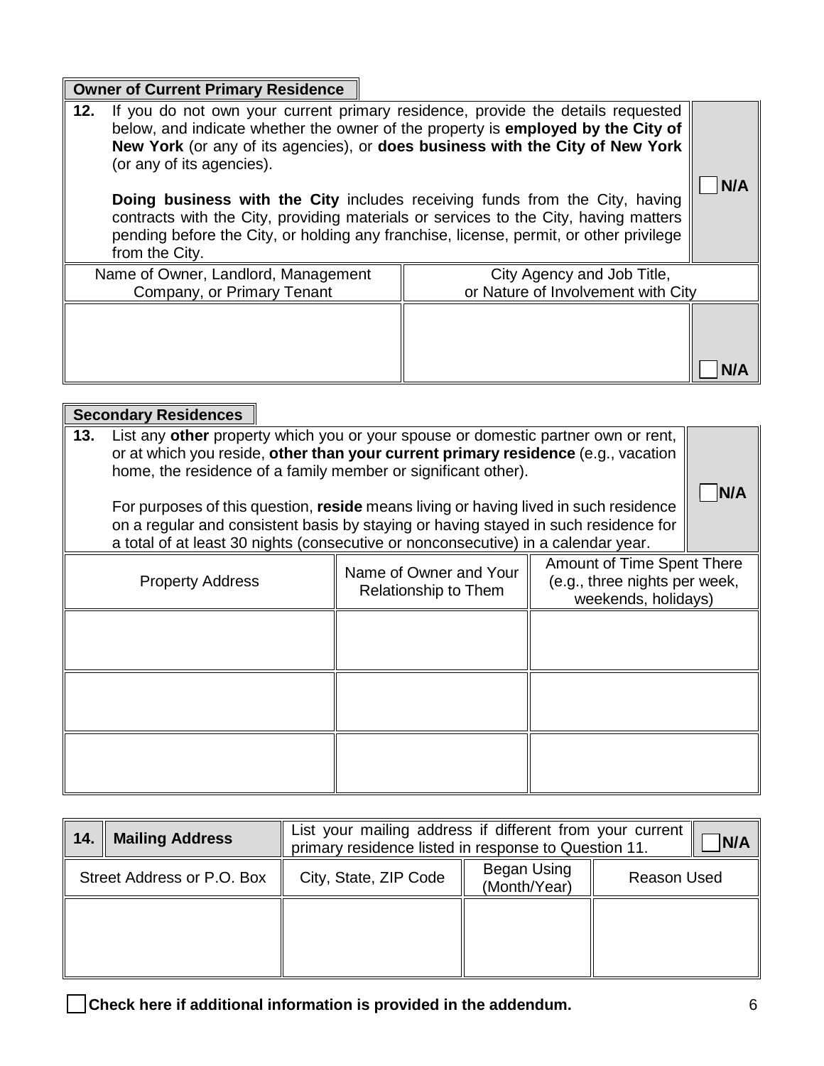### Owner of Current Primary Residence

**12.** If you do not own your current primary residence, provide the details requested below, and indicate whether the owner of the property is **employed by the City of New York** (or any of its agencies), or **does business with the City of New York** (or any of its agencies).

**Doing business with the City** includes receiving funds from the City, having contracts with the City, providing materials or services to the City, having matters pending before the City, or holding any franchise, license, permit, or other privilege from the City.

☐ **N/A**

| Name of Owner, Landlord, Management Company, or Primary Tenant | City Agency and Job Title, or Nature of Involvement with City | |
|---|---|---|
| | | ☐ **N/A** |

### Secondary Residences

**13.** List any **other** property which you or your spouse or domestic partner own or rent, or at which you reside, **other than your current primary residence** (e.g., vacation home, the residence of a family member or significant other).

For purposes of this question, **reside** means living or having lived in such residence on a regular and consistent basis by staying or having stayed in such residence for a total of at least 30 nights (consecutive or nonconsecutive) in a calendar year.

☐ **N/A**

| Property Address | Name of Owner and Your Relationship to Them | Amount of Time Spent There (e.g., three nights per week, weekends, holidays) |
|---|---|---|
| | | |
| | | |
| | | |

**14. Mailing Address** — List your mailing address if different from your current primary residence listed in response to Question 11. ☐ **N/A**

| Street Address or P.O. Box | City, State, ZIP Code | Began Using (Month/Year) | Reason Used |
|---|---|---|---|
| | | | |

☐ **Check here if additional information is provided in the addendum.**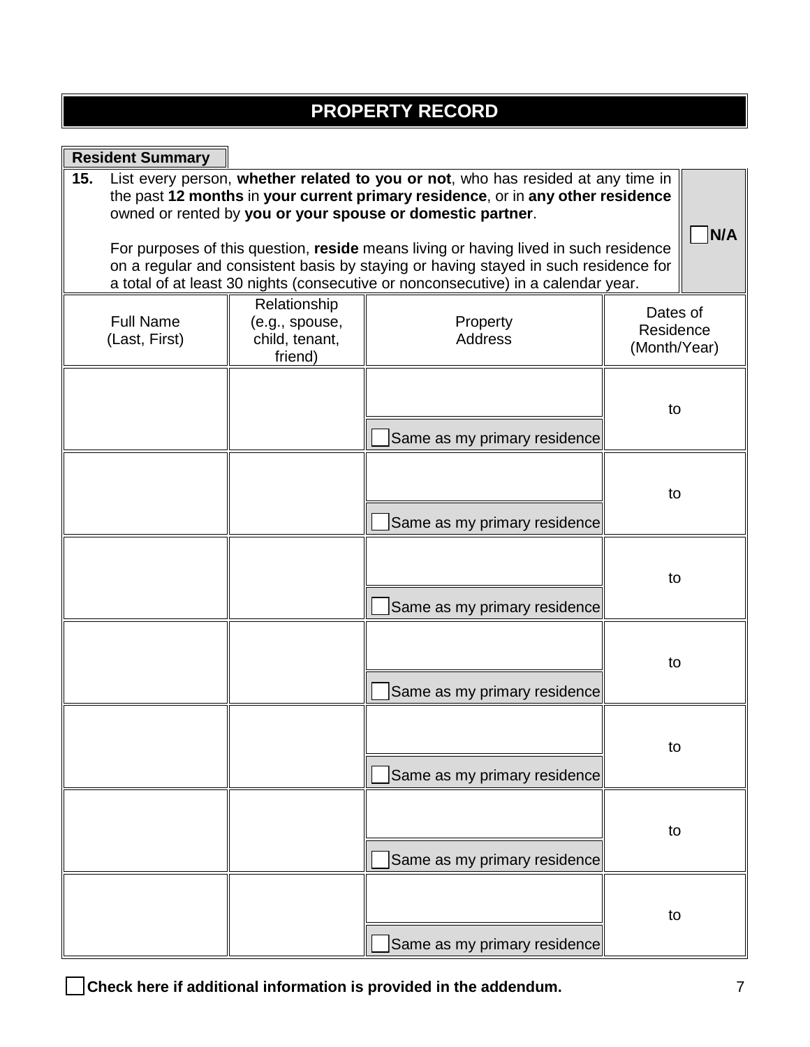# PROPERTY RECORD

## Resident Summary

**15.** List every person, **whether related to you or not**, who has resided at any time in the past **12 months** in **your current primary residence**, or in **any other residence** owned or rented by **you or your spouse or domestic partner**.

For purposes of this question, **reside** means living or having lived in such residence on a regular and consistent basis by staying or having stayed in such residence for a total of at least 30 nights (consecutive or nonconsecutive) in a calendar year.

☐ **N/A**

| Full Name (Last, First) | Relationship (e.g., spouse, child, tenant, friend) | Property Address | Dates of Residence (Month/Year) |
|---|---|---|---|
| | | ☐ Same as my primary residence | to |
| | | ☐ Same as my primary residence | to |
| | | ☐ Same as my primary residence | to |
| | | ☐ Same as my primary residence | to |
| | | ☐ Same as my primary residence | to |
| | | ☐ Same as my primary residence | to |
| | | ☐ Same as my primary residence | to |

☐ **Check here if additional information is provided in the addendum.**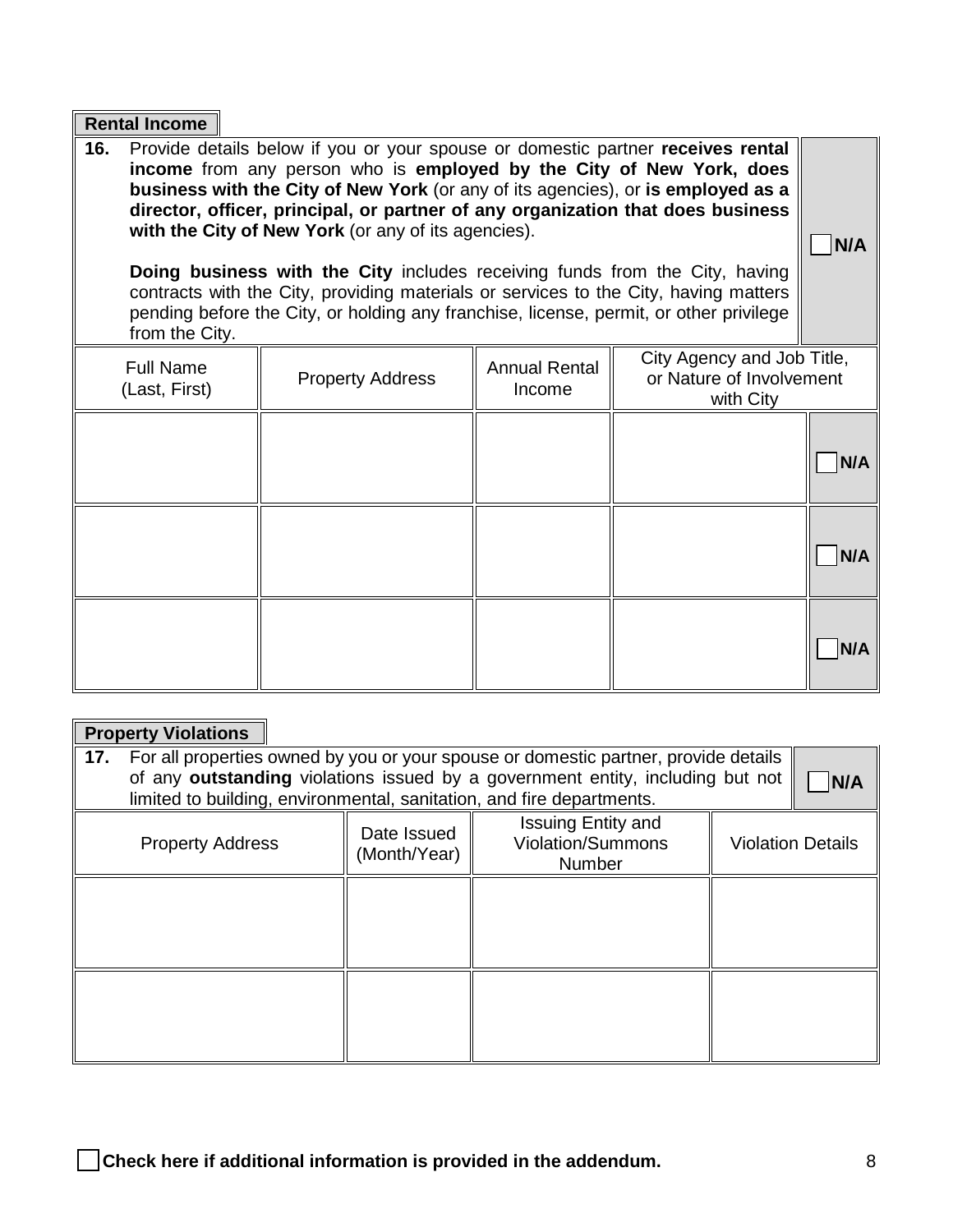**Rental Income**

**16.** Provide details below if you or your spouse or domestic partner **receives rental income** from any person who is **employed by the City of New York, does business with the City of New York** (or any of its agencies), or **is employed as a director, officer, principal, or partner of any organization that does business with the City of New York** (or any of its agencies).

**Doing business with the City** includes receiving funds from the City, having contracts with the City, providing materials or services to the City, having matters pending before the City, or holding any franchise, license, permit, or other privilege from the City.

☐ **N/A**

| Full Name (Last, First) | Property Address | Annual Rental Income | City Agency and Job Title, or Nature of Involvement with City | |
|---|---|---|---|---|
| | | | | ☐ **N/A** |
| | | | | ☐ **N/A** |
| | | | | ☐ **N/A** |

**Property Violations**

**17.** For all properties owned by you or your spouse or domestic partner, provide details of any **outstanding** violations issued by a government entity, including but not limited to building, environmental, sanitation, and fire departments.

☐ **N/A**

| Property Address | Date Issued (Month/Year) | Issuing Entity and Violation/Summons Number | Violation Details |
|---|---|---|---|
| | | | |
| | | | |

☐ **Check here if additional information is provided in the addendum.**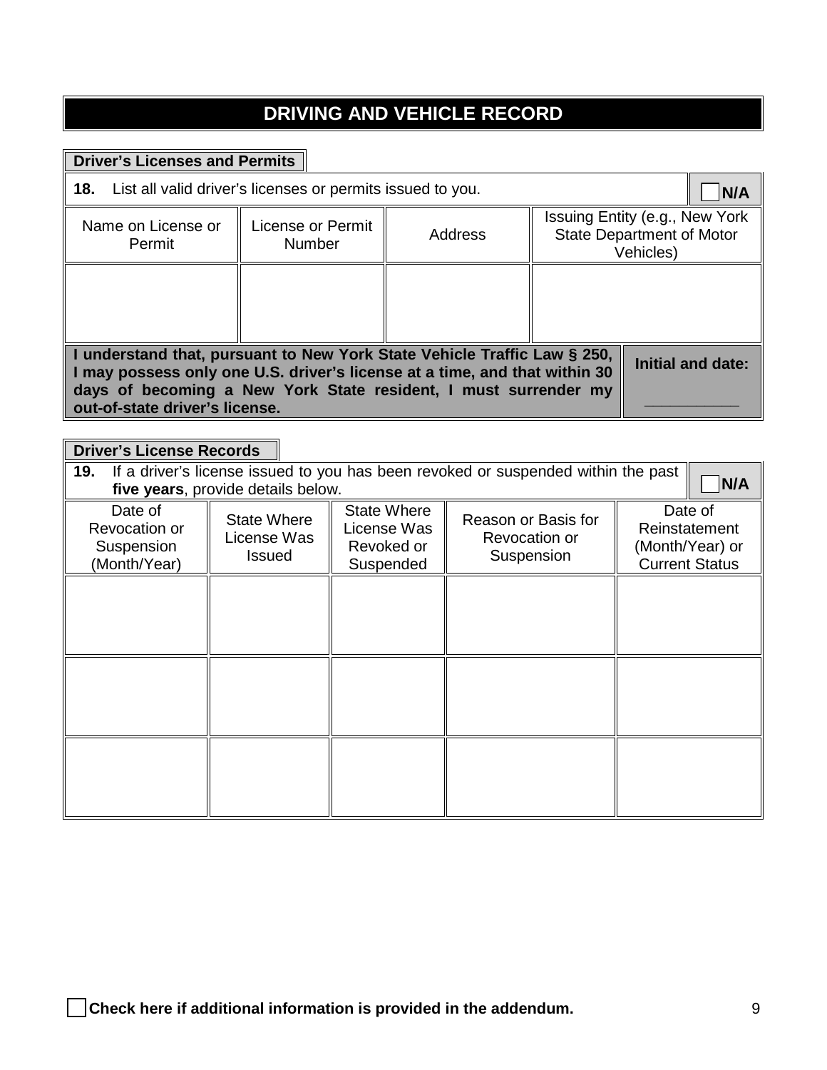# DRIVING AND VEHICLE RECORD

## Driver's Licenses and Permits

**18.** List all valid driver's licenses or permits issued to you. ☐ **N/A**

| Name on License or Permit | License or Permit Number | Address | Issuing Entity (e.g., New York State Department of Motor Vehicles) |
|---|---|---|---|
| | | | |

**I understand that, pursuant to New York State Vehicle Traffic Law § 250, I may possess only one U.S. driver's license at a time, and that within 30 days of becoming a New York State resident, I must surrender my out-of-state driver's license.**

**Initial and date:** __________

## Driver's License Records

**19.** If a driver's license issued to you has been revoked or suspended within the past **five years**, provide details below. ☐ **N/A**

| Date of Revocation or Suspension (Month/Year) | State Where License Was Issued | State Where License Was Revoked or Suspended | Reason or Basis for Revocation or Suspension | Date of Reinstatement (Month/Year) or Current Status |
|---|---|---|---|---|
| | | | | |
| | | | | |
| | | | | |

☐ **Check here if additional information is provided in the addendum.**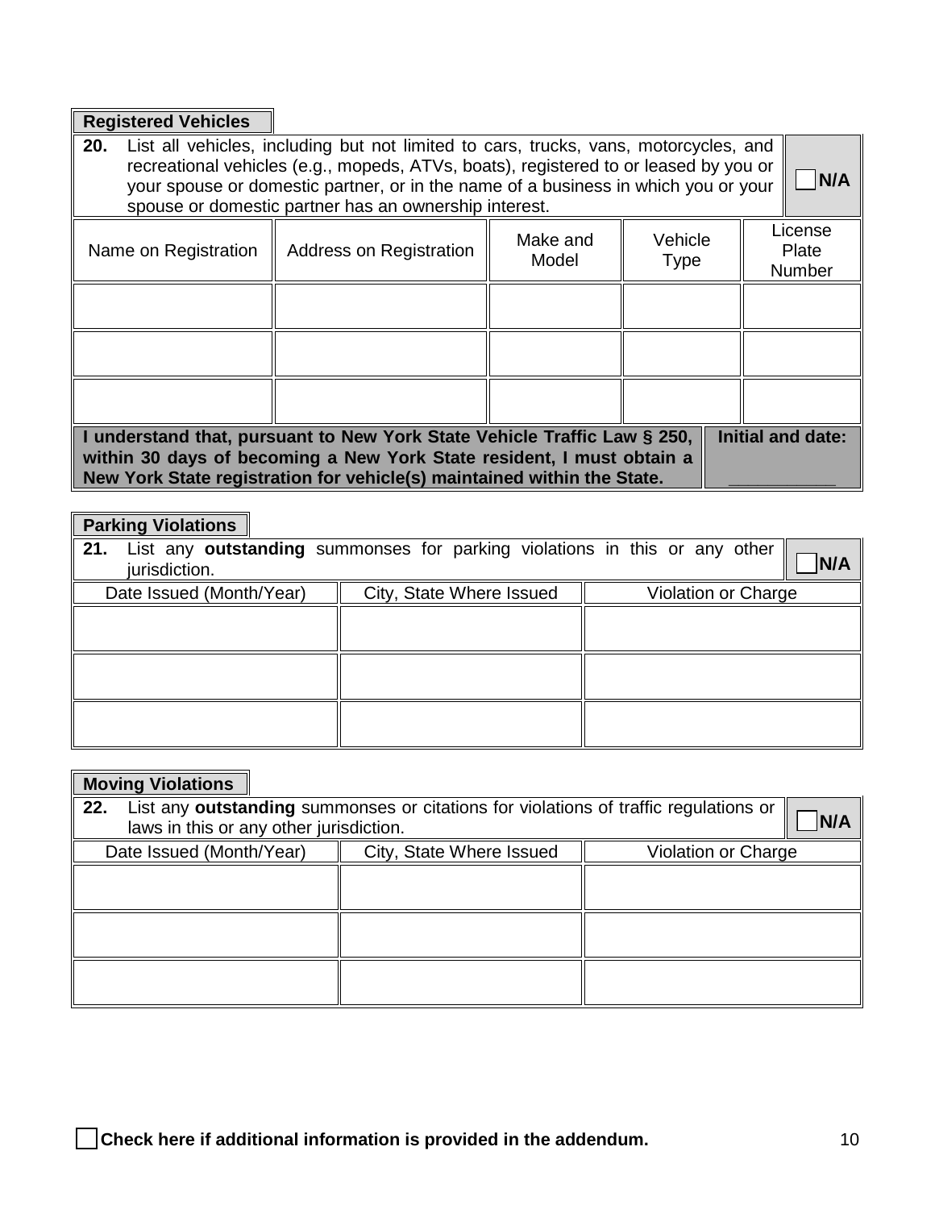**Registered Vehicles**

**20.** List all vehicles, including but not limited to cars, trucks, vans, motorcycles, and recreational vehicles (e.g., mopeds, ATVs, boats), registered to or leased by you or your spouse or domestic partner, or in the name of a business in which you or your spouse or domestic partner has an ownership interest. ☐ **N/A**

| Name on Registration | Address on Registration | Make and Model | Vehicle Type | License Plate Number |
|---|---|---|---|---|
| | | | | |
| | | | | |
| | | | | |

**I understand that, pursuant to New York State Vehicle Traffic Law § 250, within 30 days of becoming a New York State resident, I must obtain a New York State registration for vehicle(s) maintained within the State.**

**Initial and date:** ___________

**Parking Violations**

**21.** List any **outstanding** summonses for parking violations in this or any other jurisdiction. ☐ **N/A**

| Date Issued (Month/Year) | City, State Where Issued | Violation or Charge |
|---|---|---|
| | | |
| | | |
| | | |

**Moving Violations**

**22.** List any **outstanding** summonses or citations for violations of traffic regulations or laws in this or any other jurisdiction. ☐ **N/A**

| Date Issued (Month/Year) | City, State Where Issued | Violation or Charge |
|---|---|---|
| | | |
| | | |
| | | |

☐ **Check here if additional information is provided in the addendum.**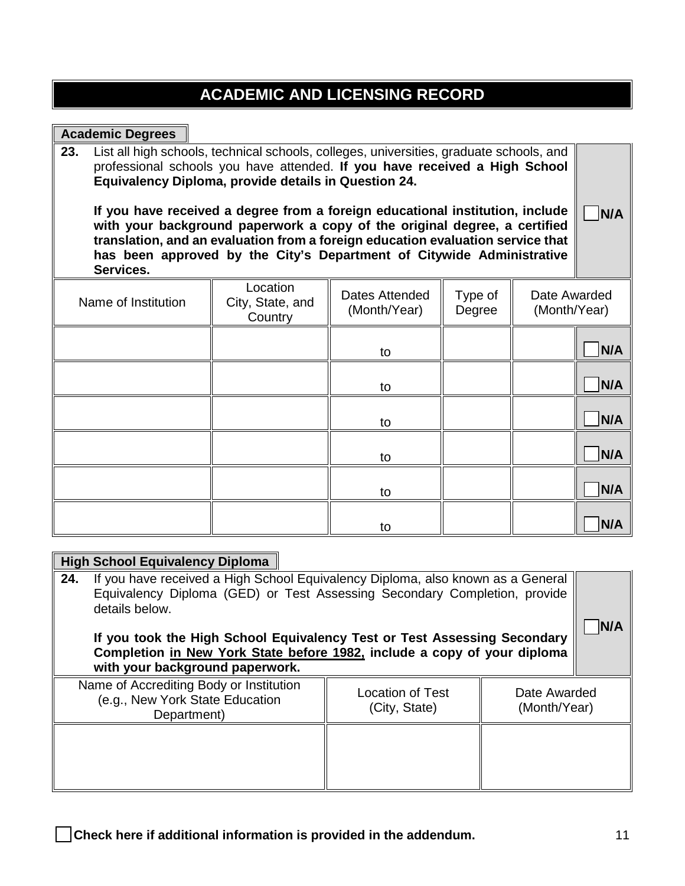# ACADEMIC AND LICENSING RECORD

## Academic Degrees

**23.** List all high schools, technical schools, colleges, universities, graduate schools, and professional schools you have attended. **If you have received a High School Equivalency Diploma, provide details in Question 24.**

**If you have received a degree from a foreign educational institution, include with your background paperwork a copy of the original degree, a certified translation, and an evaluation from a foreign education evaluation service that has been approved by the City's Department of Citywide Administrative Services.**

☐ N/A

| Name of Institution | Location City, State, and Country | Dates Attended (Month/Year) | Type of Degree | Date Awarded (Month/Year) | |
|---|---|---|---|---|---|
| | | to | | | ☐ N/A |
| | | to | | | ☐ N/A |
| | | to | | | ☐ N/A |
| | | to | | | ☐ N/A |
| | | to | | | ☐ N/A |
| | | to | | | ☐ N/A |

## High School Equivalency Diploma

**24.** If you have received a High School Equivalency Diploma, also known as a General Equivalency Diploma (GED) or Test Assessing Secondary Completion, provide details below.

**If you took the High School Equivalency Test or Test Assessing Secondary Completion in New York State before 1982, include a copy of your diploma with your background paperwork.**

☐ N/A

| Name of Accrediting Body or Institution (e.g., New York State Education Department) | Location of Test (City, State) | Date Awarded (Month/Year) |
|---|---|---|
| | | |

☐ **Check here if additional information is provided in the addendum.**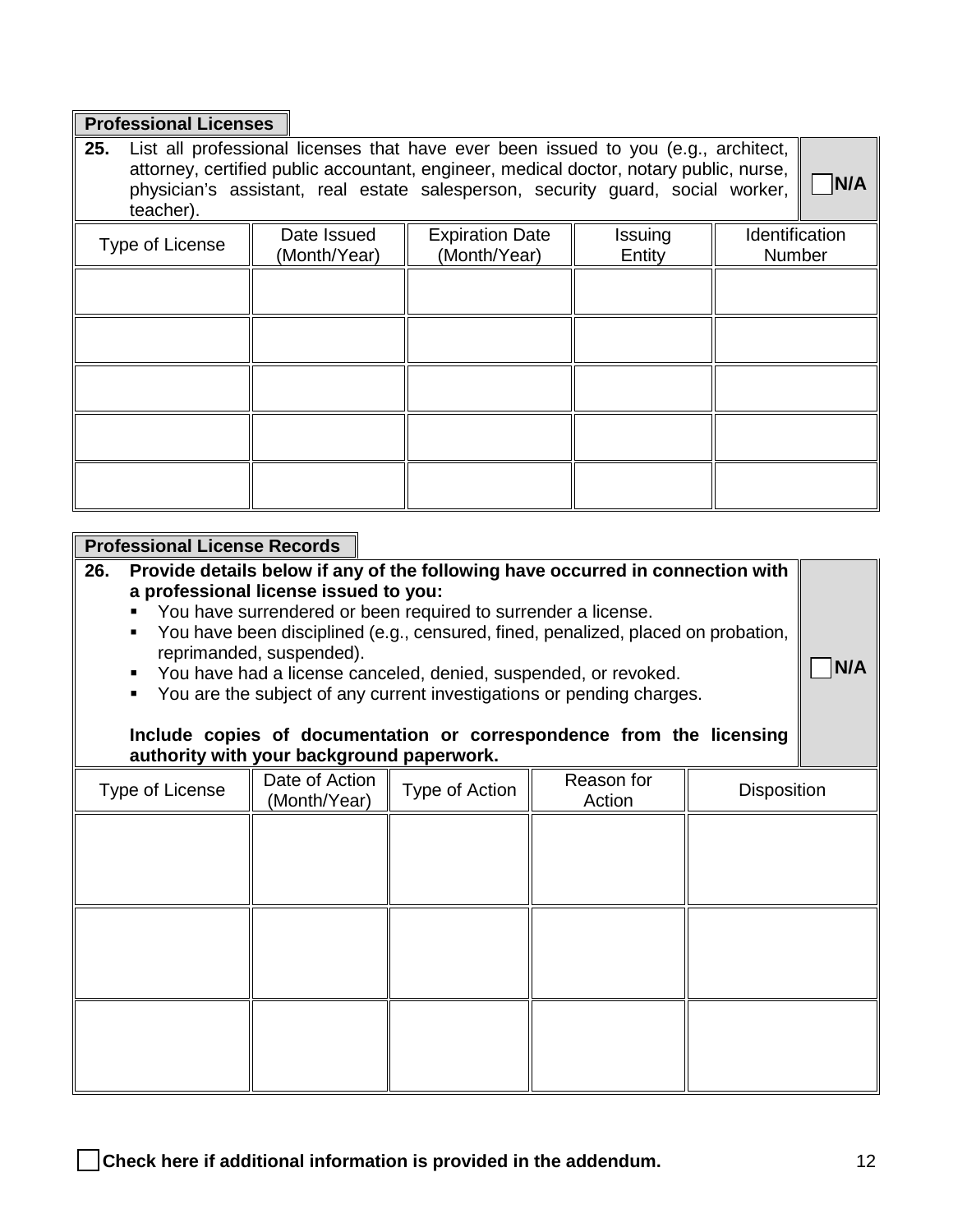## Professional Licenses

**25.** List all professional licenses that have ever been issued to you (e.g., architect, attorney, certified public accountant, engineer, medical doctor, notary public, nurse, physician's assistant, real estate salesperson, security guard, social worker, teacher).

☐ **N/A**

| Type of License | Date Issued (Month/Year) | Expiration Date (Month/Year) | Issuing Entity | Identification Number |
|---|---|---|---|---|
| | | | | |
| | | | | |
| | | | | |
| | | | | |
| | | | | |

## Professional License Records

**26. Provide details below if any of the following have occurred in connection with a professional license issued to you:**

- You have surrendered or been required to surrender a license.
- You have been disciplined (e.g., censured, fined, penalized, placed on probation, reprimanded, suspended).
- You have had a license canceled, denied, suspended, or revoked.
- You are the subject of any current investigations or pending charges.

**Include copies of documentation or correspondence from the licensing authority with your background paperwork.**

☐ **N/A**

| Type of License | Date of Action (Month/Year) | Type of Action | Reason for Action | Disposition |
|---|---|---|---|---|
| | | | | |
| | | | | |
| | | | | |

☐ **Check here if additional information is provided in the addendum.**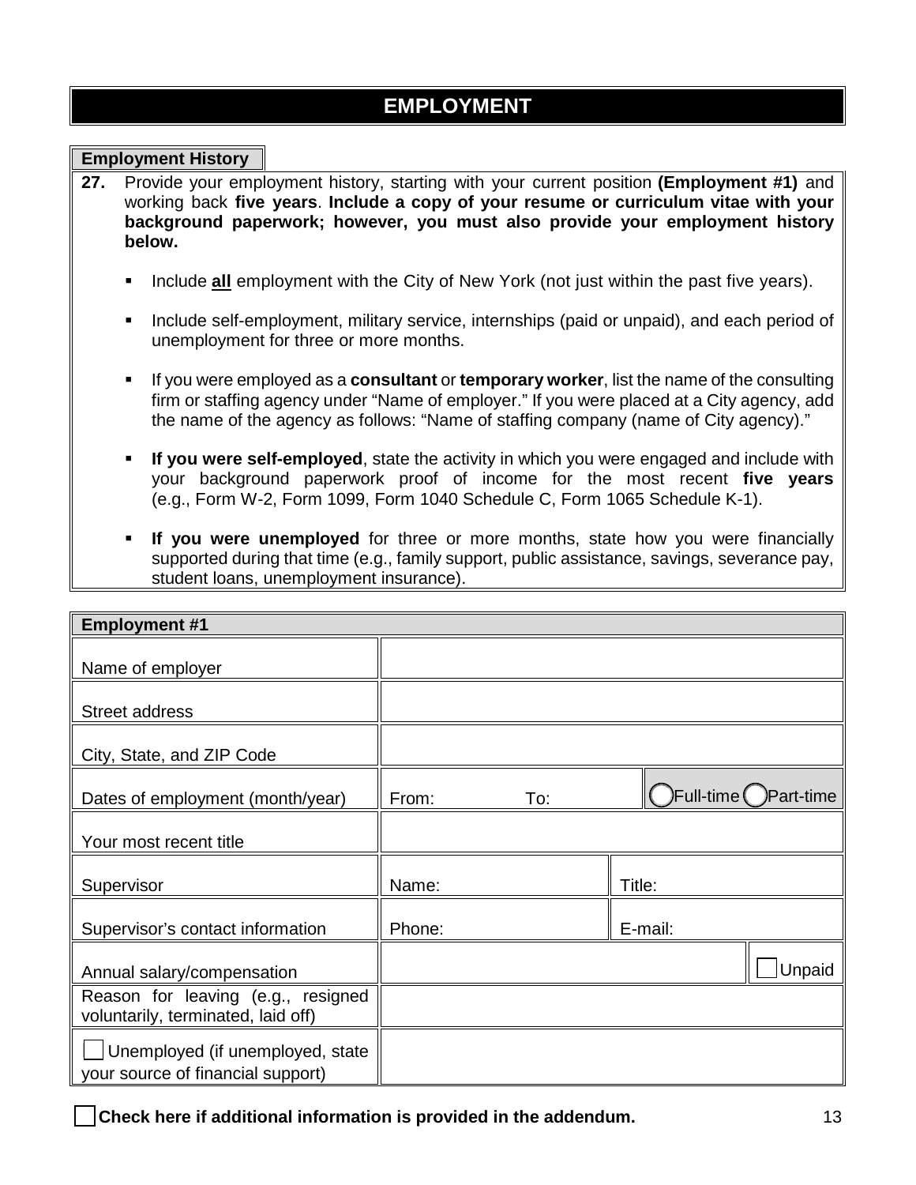# EMPLOYMENT

## Employment History

**27.** Provide your employment history, starting with your current position **(Employment #1)** and working back **five years**. **Include a copy of your resume or curriculum vitae with your background paperwork; however, you must also provide your employment history below.**

- Include **all** employment with the City of New York (not just within the past five years).
- Include self-employment, military service, internships (paid or unpaid), and each period of unemployment for three or more months.
- If you were employed as a **consultant** or **temporary worker**, list the name of the consulting firm or staffing agency under "Name of employer." If you were placed at a City agency, add the name of the agency as follows: "Name of staffing company (name of City agency)."
- **If you were self-employed**, state the activity in which you were engaged and include with your background paperwork proof of income for the most recent **five years** (e.g., Form W-2, Form 1099, Form 1040 Schedule C, Form 1065 Schedule K-1).
- **If you were unemployed** for three or more months, state how you were financially supported during that time (e.g., family support, public assistance, savings, severance pay, student loans, unemployment insurance).

| **Employment #1** | | |
|---|---|---|
| Name of employer | | |
| Street address | | |
| City, State, and ZIP Code | | |
| Dates of employment (month/year) | From: To: | ◯ Full-time ◯ Part-time |
| Your most recent title | | |
| Supervisor | Name: | Title: |
| Supervisor's contact information | Phone: | E-mail: |
| Annual salary/compensation | | ☐ Unpaid |
| Reason for leaving (e.g., resigned voluntarily, terminated, laid off) | | |
| ☐ Unemployed (if unemployed, state your source of financial support) | | |

☐ **Check here if additional information is provided in the addendum.**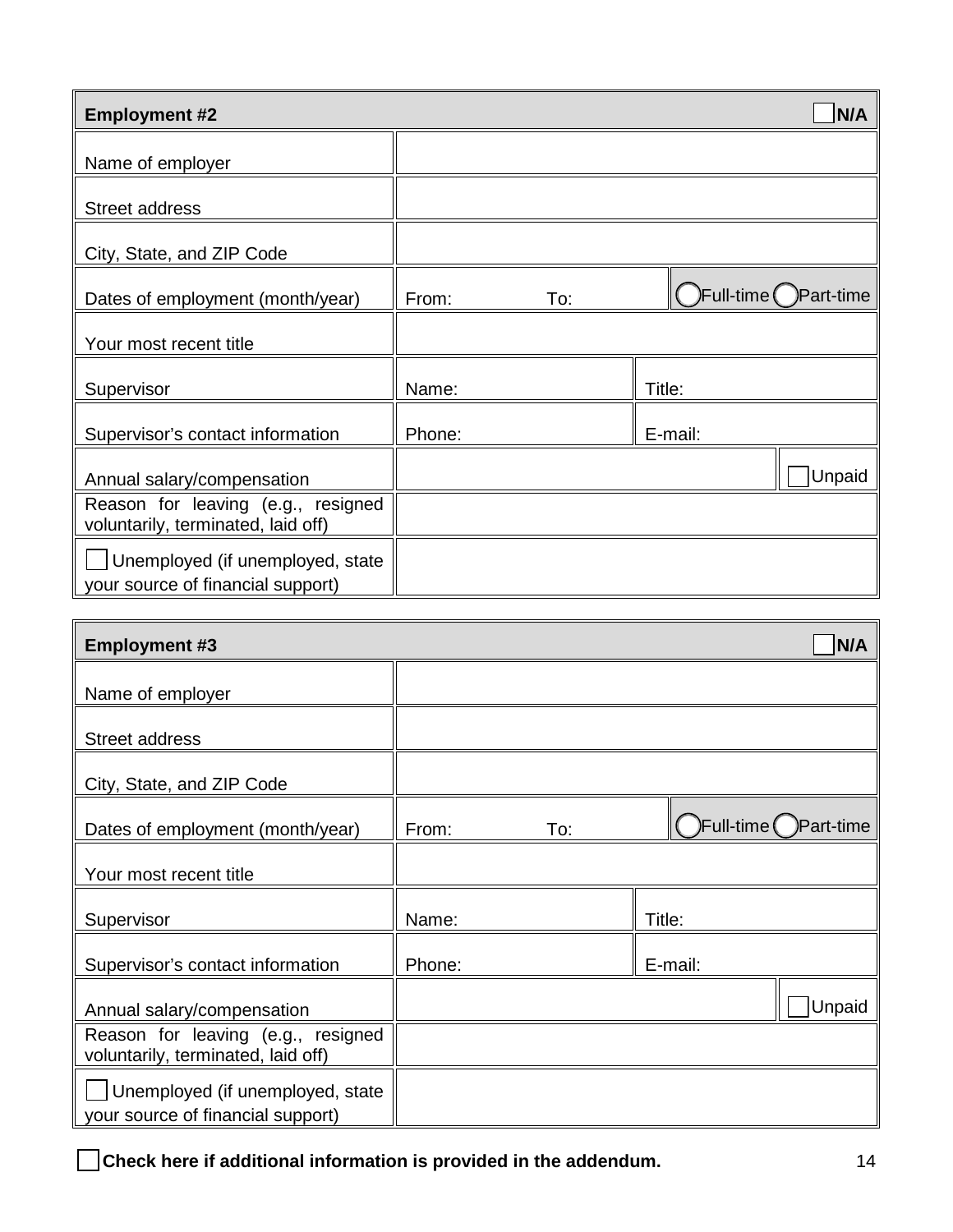| Employment #2 | ☐ N/A | | |
|---|---|---|---|
| Name of employer | | | |
| Street address | | | |
| City, State, and ZIP Code | | | |
| Dates of employment (month/year) | From: To: | | ◯ Full-time ◯ Part-time |
| Your most recent title | | | |
| Supervisor | Name: | Title: | |
| Supervisor’s contact information | Phone: | E-mail: | |
| Annual salary/compensation | | | ☐ Unpaid |
| Reason for leaving (e.g., resigned voluntarily, terminated, laid off) | | | |
| ☐ Unemployed (if unemployed, state your source of financial support) | | | |

| Employment #3 | ☐ N/A | | |
|---|---|---|---|
| Name of employer | | | |
| Street address | | | |
| City, State, and ZIP Code | | | |
| Dates of employment (month/year) | From: To: | | ◯ Full-time ◯ Part-time |
| Your most recent title | | | |
| Supervisor | Name: | Title: | |
| Supervisor’s contact information | Phone: | E-mail: | |
| Annual salary/compensation | | | ☐ Unpaid |
| Reason for leaving (e.g., resigned voluntarily, terminated, laid off) | | | |
| ☐ Unemployed (if unemployed, state your source of financial support) | | | |

☐ **Check here if additional information is provided in the addendum.**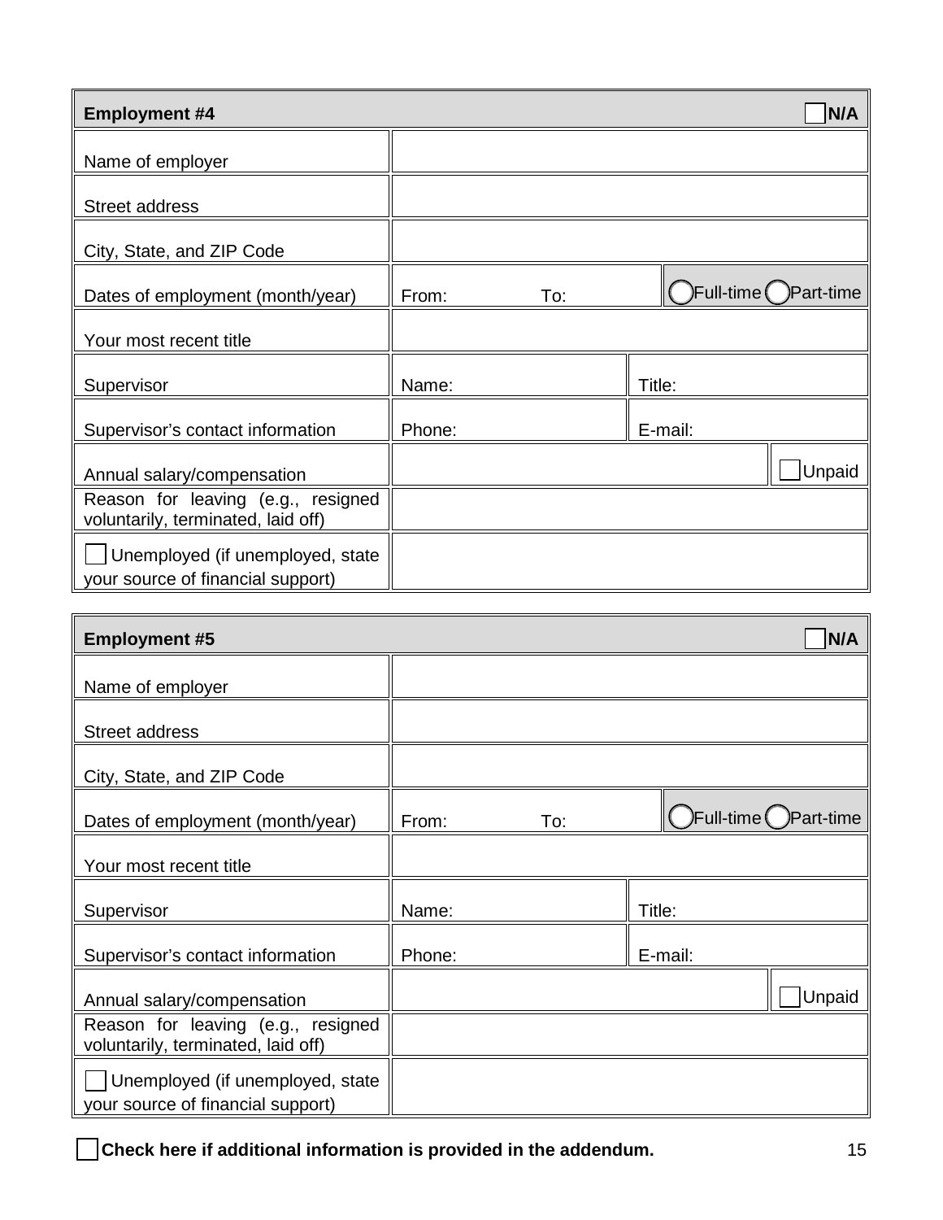| Employment #4 | | | ☐ N/A |
|---|---|---|---|
| Name of employer | | | |
| Street address | | | |
| City, State, and ZIP Code | | | |
| Dates of employment (month/year) | From: To: | | ◯ Full-time ◯ Part-time |
| Your most recent title | | | |
| Supervisor | Name: | Title: | |
| Supervisor's contact information | Phone: | E-mail: | |
| Annual salary/compensation | | | ☐ Unpaid |
| Reason for leaving (e.g., resigned voluntarily, terminated, laid off) | | | |
| ☐ Unemployed (if unemployed, state your source of financial support) | | | |

| Employment #5 | | | ☐ N/A |
|---|---|---|---|
| Name of employer | | | |
| Street address | | | |
| City, State, and ZIP Code | | | |
| Dates of employment (month/year) | From: To: | | ◯ Full-time ◯ Part-time |
| Your most recent title | | | |
| Supervisor | Name: | Title: | |
| Supervisor's contact information | Phone: | E-mail: | |
| Annual salary/compensation | | | ☐ Unpaid |
| Reason for leaving (e.g., resigned voluntarily, terminated, laid off) | | | |
| ☐ Unemployed (if unemployed, state your source of financial support) | | | |

☐ **Check here if additional information is provided in the addendum.**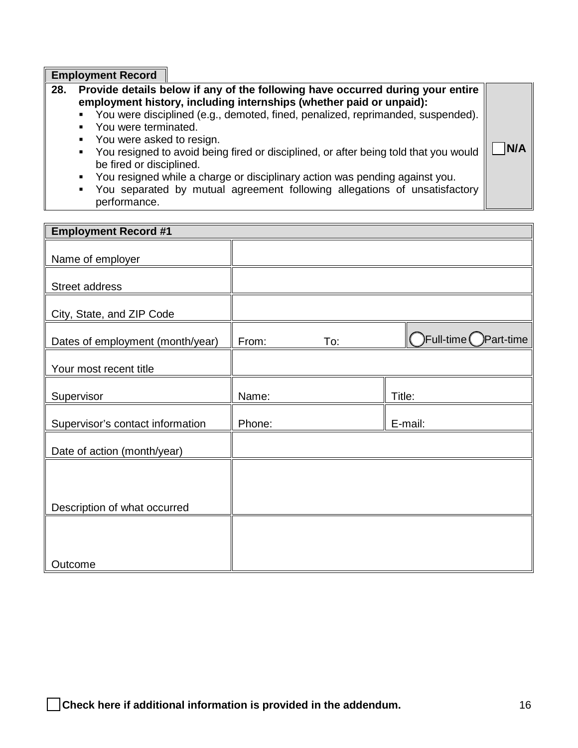**Employment Record**

| **28.** Provide details below if any of the following have occurred during your entire employment history, including internships (whether paid or unpaid): | ☐ **N/A** |
|---|---|

- You were disciplined (e.g., demoted, fined, penalized, reprimanded, suspended).
- You were terminated.
- You were asked to resign.
- You resigned to avoid being fired or disciplined, or after being told that you would be fired or disciplined.
- You resigned while a charge or disciplinary action was pending against you.
- You separated by mutual agreement following allegations of unsatisfactory performance.

| **Employment Record #1** | | |
|---|---|---|
| Name of employer | | |
| Street address | | |
| City, State, and ZIP Code | | |
| Dates of employment (month/year) | From: To: | ◯ Full-time ◯ Part-time |
| Your most recent title | | |
| Supervisor | Name: | Title: |
| Supervisor's contact information | Phone: | E-mail: |
| Date of action (month/year) | | |
| Description of what occurred | | |
| Outcome | | |

☐ **Check here if additional information is provided in the addendum.**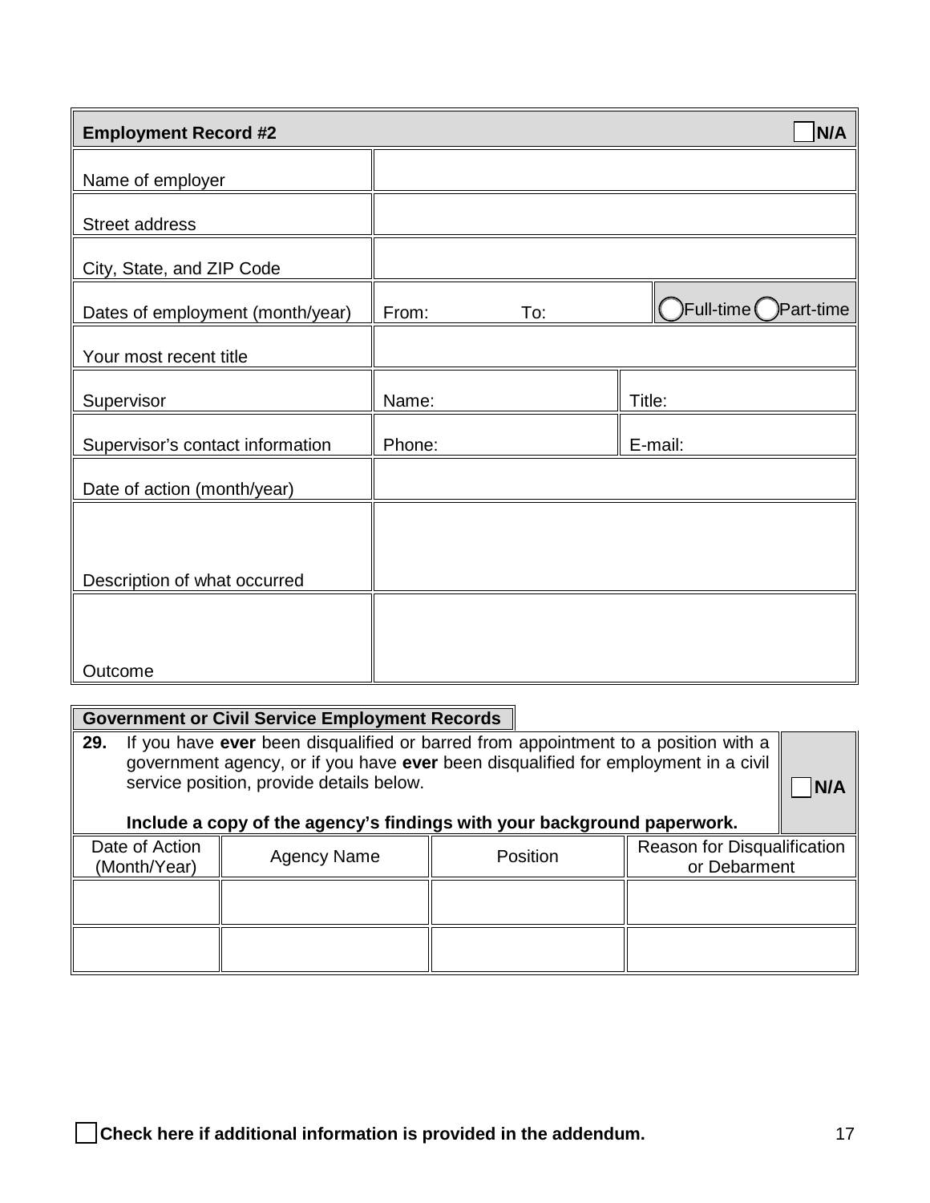| **Employment Record #2** | ☐ **N/A** | |
|---|---|---|
| Name of employer | | |
| Street address | | |
| City, State, and ZIP Code | | |
| Dates of employment (month/year) | From: To: | ◯ Full-time ◯ Part-time |
| Your most recent title | | |
| Supervisor | Name: | Title: |
| Supervisor's contact information | Phone: | E-mail: |
| Date of action (month/year) | | |
| Description of what occurred | | |
| Outcome | | |

**Government or Civil Service Employment Records**

**29.** If you have **ever** been disqualified or barred from appointment to a position with a government agency, or if you have **ever** been disqualified for employment in a civil service position, provide details below. ☐ **N/A**

**Include a copy of the agency's findings with your background paperwork.**

| Date of Action (Month/Year) | Agency Name | Position | Reason for Disqualification or Debarment |
|---|---|---|---|
| | | | |
| | | | |

☐ **Check here if additional information is provided in the addendum.**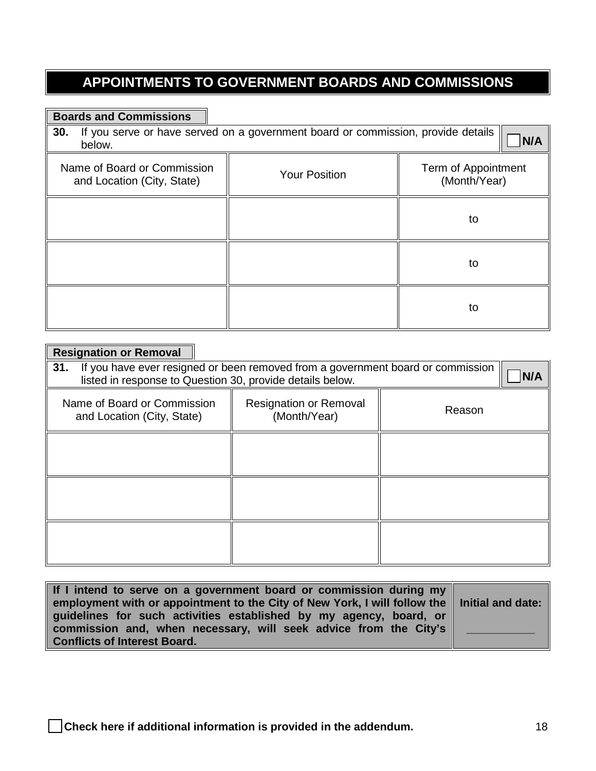# APPOINTMENTS TO GOVERNMENT BOARDS AND COMMISSIONS

## Boards and Commissions

**30.** If you serve or have served on a government board or commission, provide details below. ☐ **N/A**

| Name of Board or Commission and Location (City, State) | Your Position | Term of Appointment (Month/Year) |
|---|---|---|
| | | to |
| | | to |
| | | to |

## Resignation or Removal

**31.** If you have ever resigned or been removed from a government board or commission listed in response to Question 30, provide details below. ☐ **N/A**

| Name of Board or Commission and Location (City, State) | Resignation or Removal (Month/Year) | Reason |
|---|---|---|
| | | |
| | | |
| | | |

| **If I intend to serve on a government board or commission during my employment with or appointment to the City of New York, I will follow the guidelines for such activities established by my agency, board, or commission and, when necessary, will seek advice from the City's Conflicts of Interest Board.** | **Initial and date:** ___________ |
|---|---|

☐ **Check here if additional information is provided in the addendum.**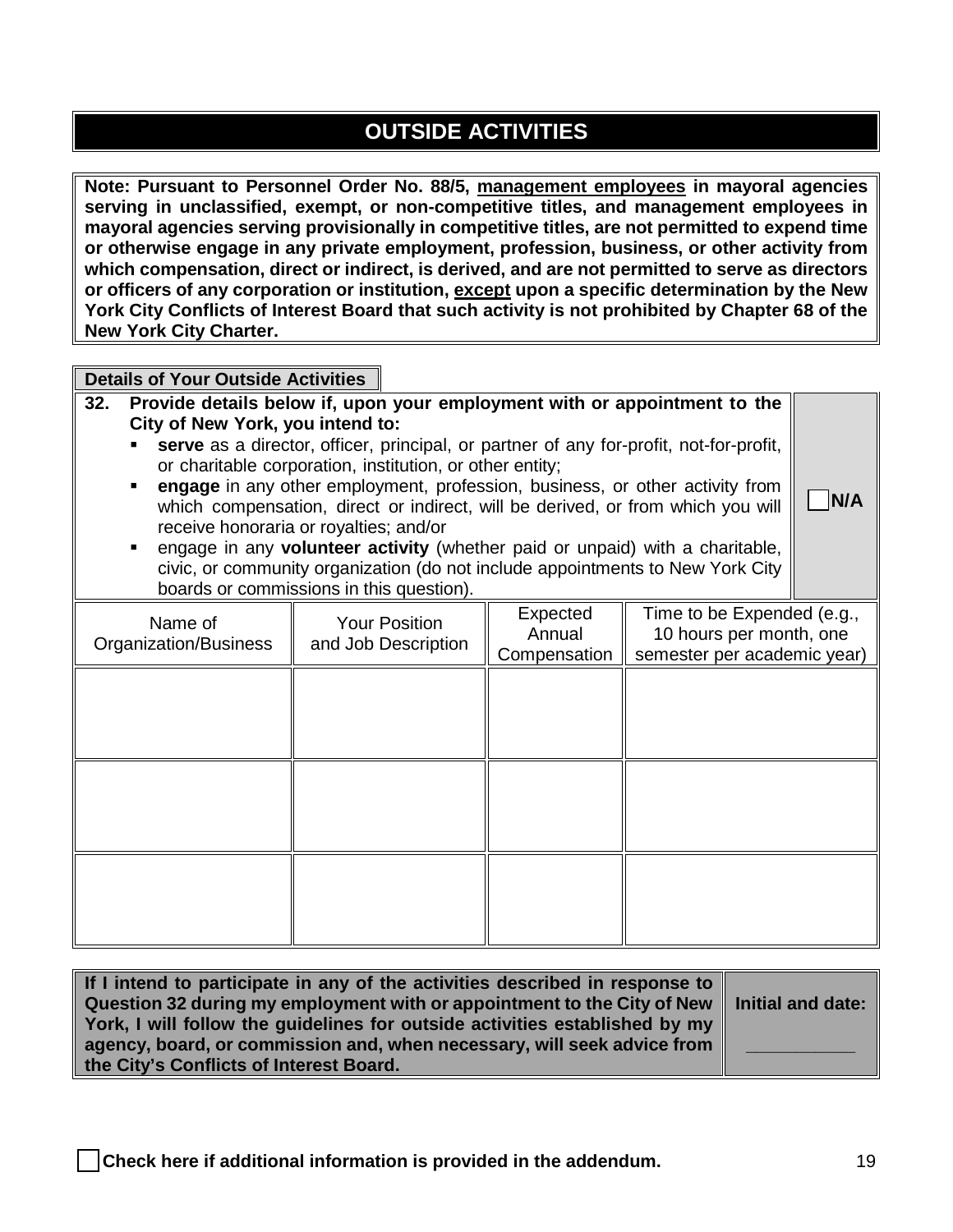# OUTSIDE ACTIVITIES

**Note: Pursuant to Personnel Order No. 88/5, management employees in mayoral agencies serving in unclassified, exempt, or non-competitive titles, and management employees in mayoral agencies serving provisionally in competitive titles, are not permitted to expend time or otherwise engage in any private employment, profession, business, or other activity from which compensation, direct or indirect, is derived, and are not permitted to serve as directors or officers of any corporation or institution, except upon a specific determination by the New York City Conflicts of Interest Board that such activity is not prohibited by Chapter 68 of the New York City Charter.**

## Details of Your Outside Activities

**32. Provide details below if, upon your employment with or appointment to the City of New York, you intend to:**

- **serve** as a director, officer, principal, or partner of any for-profit, not-for-profit, or charitable corporation, institution, or other entity;
- **engage** in any other employment, profession, business, or other activity from which compensation, direct or indirect, will be derived, or from which you will receive honoraria or royalties; and/or
- engage in any **volunteer activity** (whether paid or unpaid) with a charitable, civic, or community organization (do not include appointments to New York City boards or commissions in this question).

☐ **N/A**

| Name of Organization/Business | Your Position and Job Description | Expected Annual Compensation | Time to be Expended (e.g., 10 hours per month, one semester per academic year) |
|---|---|---|---|
| | | | |
| | | | |
| | | | |

| **If I intend to participate in any of the activities described in response to Question 32 during my employment with or appointment to the City of New York, I will follow the guidelines for outside activities established by my agency, board, or commission and, when necessary, will seek advice from the City's Conflicts of Interest Board.** | **Initial and date:** ___________ |
|---|---|

☐ **Check here if additional information is provided in the addendum.**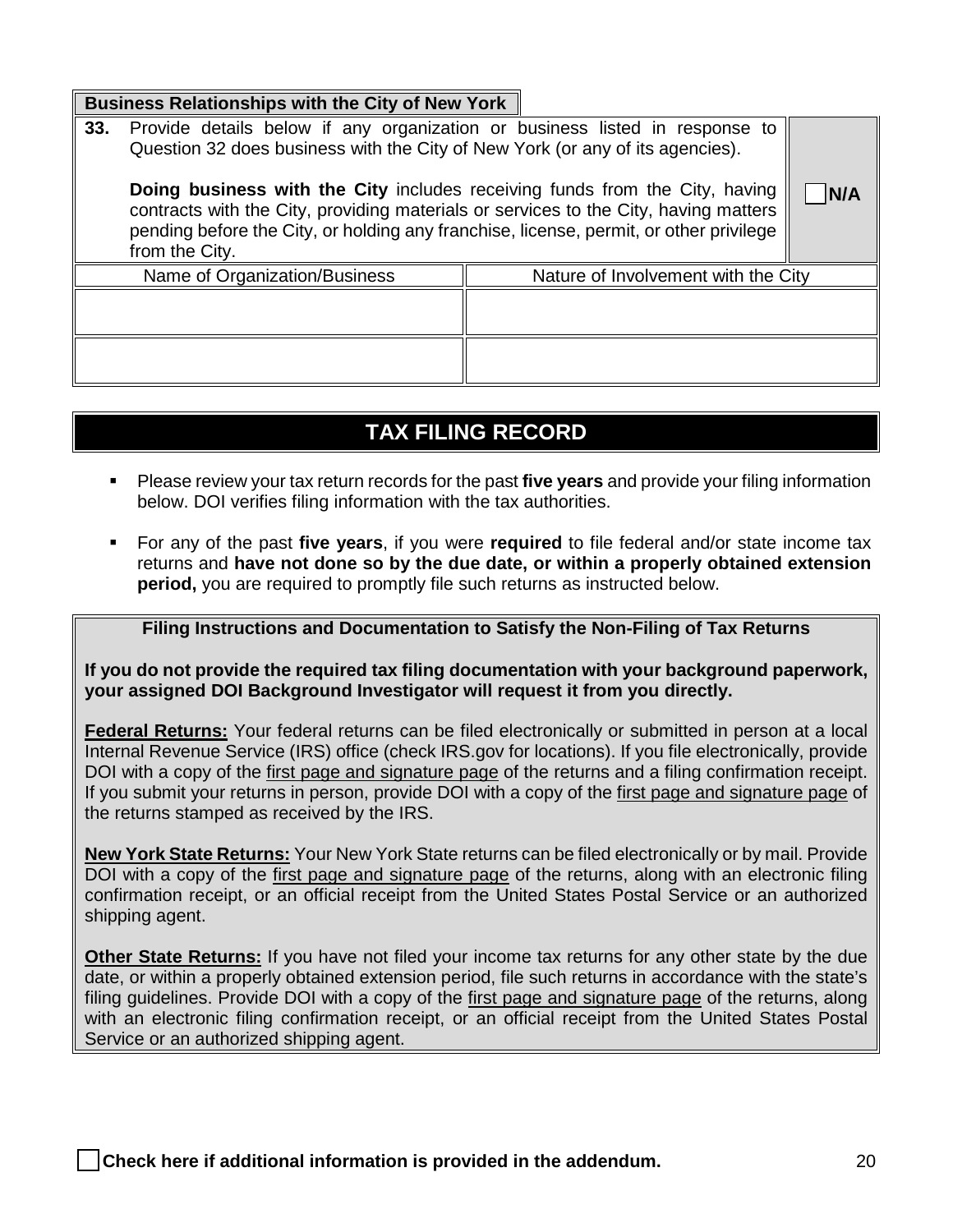**Business Relationships with the City of New York**

**33.** Provide details below if any organization or business listed in response to Question 32 does business with the City of New York (or any of its agencies).

**Doing business with the City** includes receiving funds from the City, having contracts with the City, providing materials or services to the City, having matters pending before the City, or holding any franchise, license, permit, or other privilege from the City.

☐ **N/A**

| Name of Organization/Business | Nature of Involvement with the City |
|---|---|
| | |
| | |

## TAX FILING RECORD

- Please review your tax return records for the past **five years** and provide your filing information below. DOI verifies filing information with the tax authorities.
- For any of the past **five years**, if you were **required** to file federal and/or state income tax returns and **have not done so by the due date, or within a properly obtained extension period,** you are required to promptly file such returns as instructed below.

**Filing Instructions and Documentation to Satisfy the Non-Filing of Tax Returns**

**If you do not provide the required tax filing documentation with your background paperwork, your assigned DOI Background Investigator will request it from you directly.**

**Federal Returns:** Your federal returns can be filed electronically or submitted in person at a local Internal Revenue Service (IRS) office (check IRS.gov for locations). If you file electronically, provide DOI with a copy of the first page and signature page of the returns and a filing confirmation receipt. If you submit your returns in person, provide DOI with a copy of the first page and signature page of the returns stamped as received by the IRS.

**New York State Returns:** Your New York State returns can be filed electronically or by mail. Provide DOI with a copy of the first page and signature page of the returns, along with an electronic filing confirmation receipt, or an official receipt from the United States Postal Service or an authorized shipping agent.

**Other State Returns:** If you have not filed your income tax returns for any other state by the due date, or within a properly obtained extension period, file such returns in accordance with the state's filing guidelines. Provide DOI with a copy of the first page and signature page of the returns, along with an electronic filing confirmation receipt, or an official receipt from the United States Postal Service or an authorized shipping agent.

☐ **Check here if additional information is provided in the addendum.**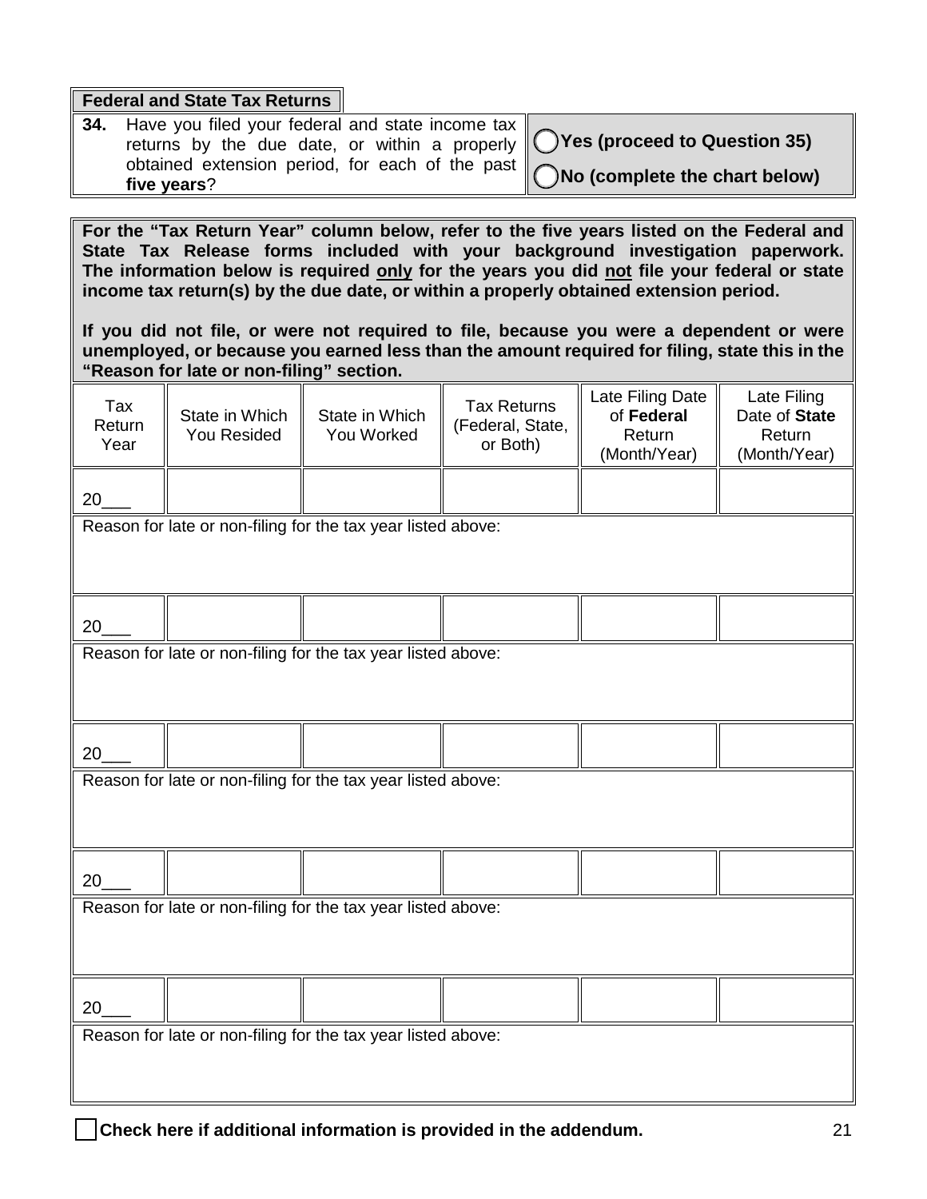## Federal and State Tax Returns

**34.** Have you filed your federal and state income tax returns by the due date, or within a properly obtained extension period, for each of the past **five years**?

◯ **Yes (proceed to Question 35)**

◯ **No (complete the chart below)**

**For the "Tax Return Year" column below, refer to the five years listed on the Federal and State Tax Release forms included with your background investigation paperwork. The information below is required only for the years you did not file your federal or state income tax return(s) by the due date, or within a properly obtained extension period.**

**If you did not file, or were not required to file, because you were a dependent or were unemployed, or because you earned less than the amount required for filing, state this in the "Reason for late or non-filing" section.**

| Tax Return Year | State in Which You Resided | State in Which You Worked | Tax Returns (Federal, State, or Both) | Late Filing Date of **Federal** Return (Month/Year) | Late Filing Date of **State** Return (Month/Year) |
|---|---|---|---|---|---|
| 20___ | | | | | |
| Reason for late or non-filing for the tax year listed above: | | | | | |
| 20___ | | | | | |
| Reason for late or non-filing for the tax year listed above: | | | | | |
| 20___ | | | | | |
| Reason for late or non-filing for the tax year listed above: | | | | | |
| 20___ | | | | | |
| Reason for late or non-filing for the tax year listed above: | | | | | |
| 20___ | | | | | |
| Reason for late or non-filing for the tax year listed above: | | | | | |

☐ **Check here if additional information is provided in the addendum.**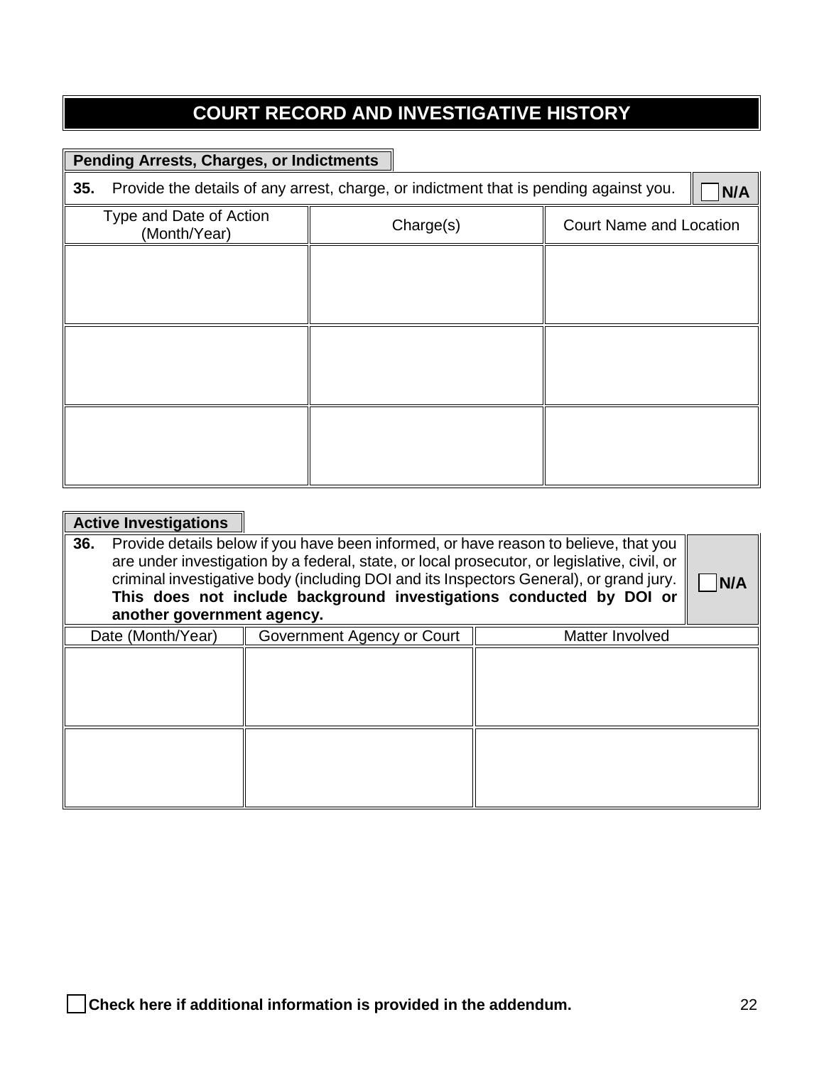# COURT RECORD AND INVESTIGATIVE HISTORY

## Pending Arrests, Charges, or Indictments

**35.** Provide the details of any arrest, charge, or indictment that is pending against you. ☐ **N/A**

| Type and Date of Action (Month/Year) | Charge(s) | Court Name and Location |
|---|---|---|
| | | |
| | | |
| | | |

## Active Investigations

**36.** Provide details below if you have been informed, or have reason to believe, that you are under investigation by a federal, state, or local prosecutor, or legislative, civil, or criminal investigative body (including DOI and its Inspectors General), or grand jury. **This does not include background investigations conducted by DOI or another government agency.** ☐ **N/A**

| Date (Month/Year) | Government Agency or Court | Matter Involved |
|---|---|---|
| | | |
| | | |

☐ **Check here if additional information is provided in the addendum.**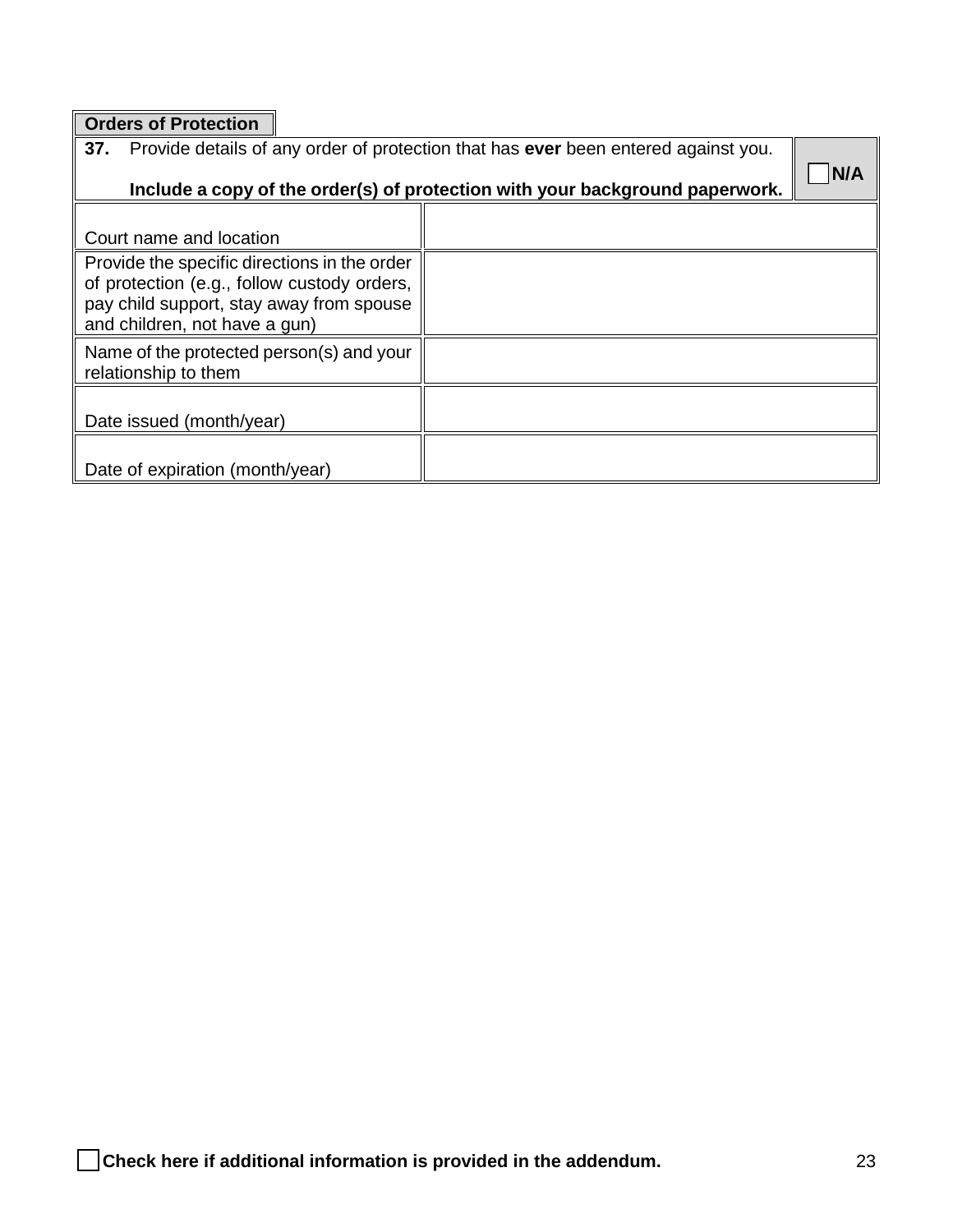## Orders of Protection

**37.** Provide details of any order of protection that has **ever** been entered against you.

**Include a copy of the order(s) of protection with your background paperwork.**

☐ **N/A**

| Field | Response |
|---|---|
| Court name and location | |
| Provide the specific directions in the order of protection (e.g., follow custody orders, pay child support, stay away from spouse and children, not have a gun) | |
| Name of the protected person(s) and your relationship to them | |
| Date issued (month/year) | |
| Date of expiration (month/year) | |

☐ **Check here if additional information is provided in the addendum.**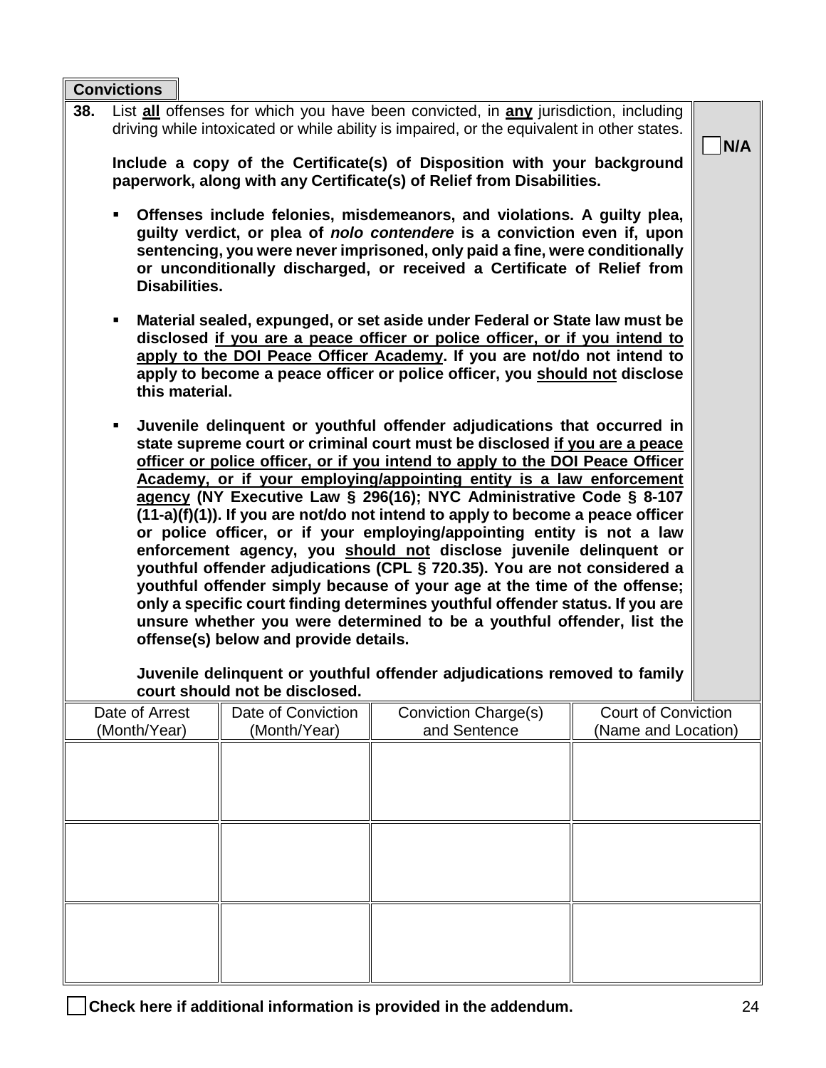## Convictions

**38.** List **all** offenses for which you have been convicted, in **any** jurisdiction, including driving while intoxicated or while ability is impaired, or the equivalent in other states.

☐ **N/A**

**Include a copy of the Certificate(s) of Disposition with your background paperwork, along with any Certificate(s) of Relief from Disabilities.**

- **Offenses include felonies, misdemeanors, and violations. A guilty plea, guilty verdict, or plea of *nolo contendere* is a conviction even if, upon sentencing, you were never imprisoned, only paid a fine, were conditionally or unconditionally discharged, or received a Certificate of Relief from Disabilities.**

- **Material sealed, expunged, or set aside under Federal or State law must be disclosed <u>if you are a peace officer or police officer, or if you intend to apply to the DOI Peace Officer Academy</u>. If you are not/do not intend to apply to become a peace officer or police officer, you <u>should not</u> disclose this material.**

- **Juvenile delinquent or youthful offender adjudications that occurred in state supreme court or criminal court must be disclosed <u>if you are a peace officer or police officer, or if you intend to apply to the DOI Peace Officer Academy, or if your employing/appointing entity is a law enforcement agency</u> (NY Executive Law § 296(16); NYC Administrative Code § 8-107 (11-a)(f)(1)). If you are not/do not intend to apply to become a peace officer or police officer, or if your employing/appointing entity is not a law enforcement agency, you <u>should not</u> disclose juvenile delinquent or youthful offender adjudications (CPL § 720.35). You are not considered a youthful offender simply because of your age at the time of the offense; only a specific court finding determines youthful offender status. If you are unsure whether you were determined to be a youthful offender, list the offense(s) below and provide details.**

  **Juvenile delinquent or youthful offender adjudications removed to family court should not be disclosed.**

| Date of Arrest (Month/Year) | Date of Conviction (Month/Year) | Conviction Charge(s) and Sentence | Court of Conviction (Name and Location) |
|---|---|---|---|
| | | | |
| | | | |
| | | | |

☐ **Check here if additional information is provided in the addendum.**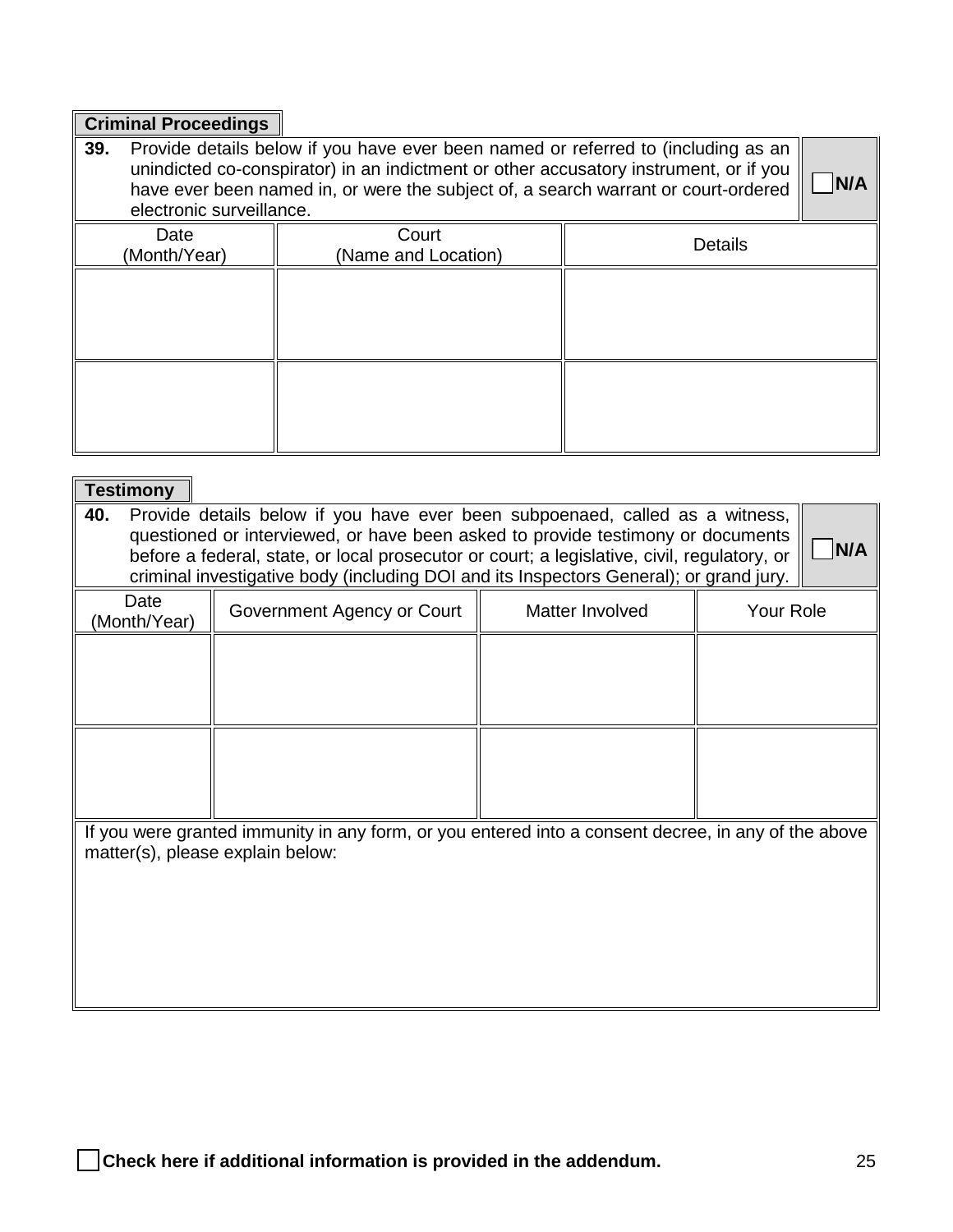## Criminal Proceedings

**39.** Provide details below if you have ever been named or referred to (including as an unindicted co-conspirator) in an indictment or other accusatory instrument, or if you have ever been named in, or were the subject of, a search warrant or court-ordered electronic surveillance.

☐ **N/A**

| Date (Month/Year) | Court (Name and Location) | Details |
|---|---|---|
| | | |
| | | |

## Testimony

**40.** Provide details below if you have ever been subpoenaed, called as a witness, questioned or interviewed, or have been asked to provide testimony or documents before a federal, state, or local prosecutor or court; a legislative, civil, regulatory, or criminal investigative body (including DOI and its Inspectors General); or grand jury.

☐ **N/A**

| Date (Month/Year) | Government Agency or Court | Matter Involved | Your Role |
|---|---|---|---|
| | | | |
| | | | |

If you were granted immunity in any form, or you entered into a consent decree, in any of the above matter(s), please explain below:

☐ **Check here if additional information is provided in the addendum.**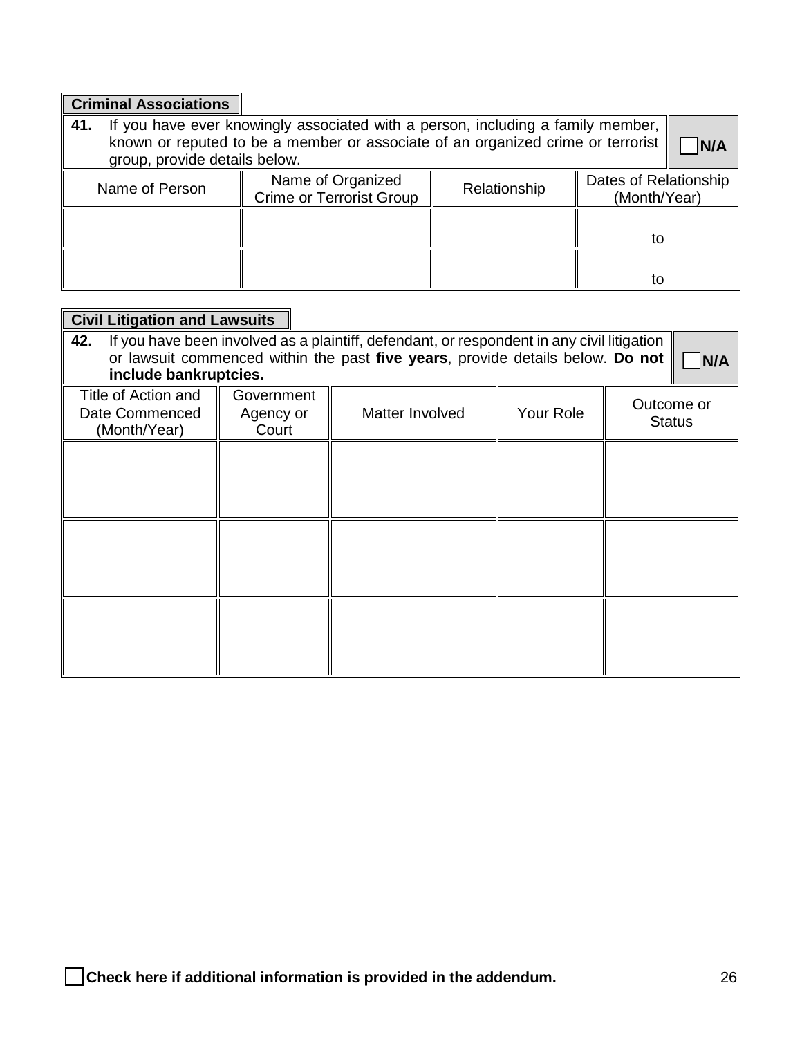## Criminal Associations

**41.** If you have ever knowingly associated with a person, including a family member, known or reputed to be a member or associate of an organized crime or terrorist group, provide details below. ☐ **N/A**

| Name of Person | Name of Organized Crime or Terrorist Group | Relationship | Dates of Relationship (Month/Year) |
|---|---|---|---|
| | | | to |
| | | | to |

## Civil Litigation and Lawsuits

**42.** If you have been involved as a plaintiff, defendant, or respondent in any civil litigation or lawsuit commenced within the past **five years**, provide details below. **Do not include bankruptcies.** ☐ **N/A**

| Title of Action and Date Commenced (Month/Year) | Government Agency or Court | Matter Involved | Your Role | Outcome or Status |
|---|---|---|---|---|
| | | | | |
| | | | | |
| | | | | |

☐ **Check here if additional information is provided in the addendum.**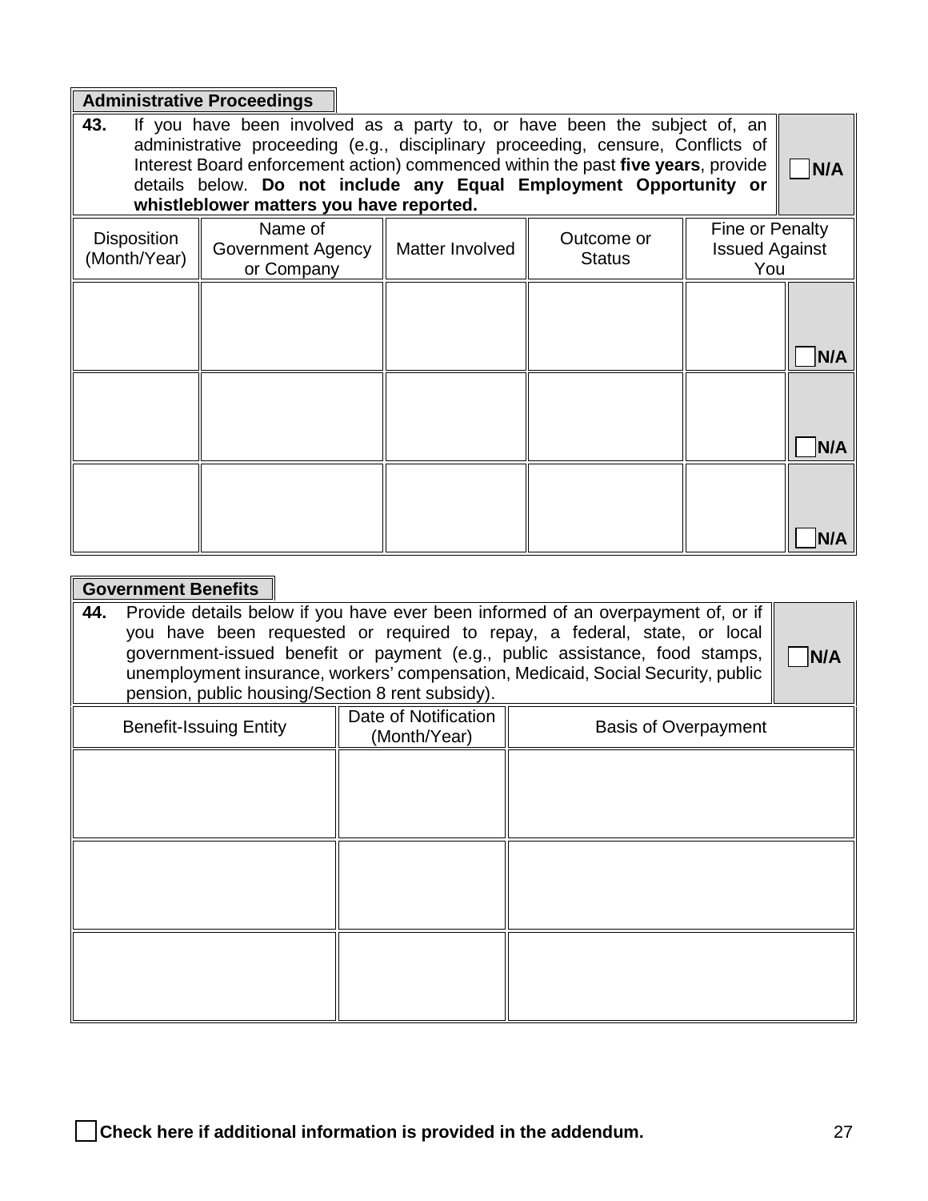## Administrative Proceedings

**43.** If you have been involved as a party to, or have been the subject of, an administrative proceeding (e.g., disciplinary proceeding, censure, Conflicts of Interest Board enforcement action) commenced within the past **five years**, provide details below. **Do not include any Equal Employment Opportunity or whistleblower matters you have reported.**

☐ **N/A**

| Disposition (Month/Year) | Name of Government Agency or Company | Matter Involved | Outcome or Status | Fine or Penalty Issued Against You | |
|---|---|---|---|---|---|
| | | | | | ☐ **N/A** |
| | | | | | ☐ **N/A** |
| | | | | | ☐ **N/A** |

## Government Benefits

**44.** Provide details below if you have ever been informed of an overpayment of, or if you have been requested or required to repay, a federal, state, or local government-issued benefit or payment (e.g., public assistance, food stamps, unemployment insurance, workers' compensation, Medicaid, Social Security, public pension, public housing/Section 8 rent subsidy).

☐ **N/A**

| Benefit-Issuing Entity | Date of Notification (Month/Year) | Basis of Overpayment |
|---|---|---|
| | | |
| | | |
| | | |

☐ **Check here if additional information is provided in the addendum.**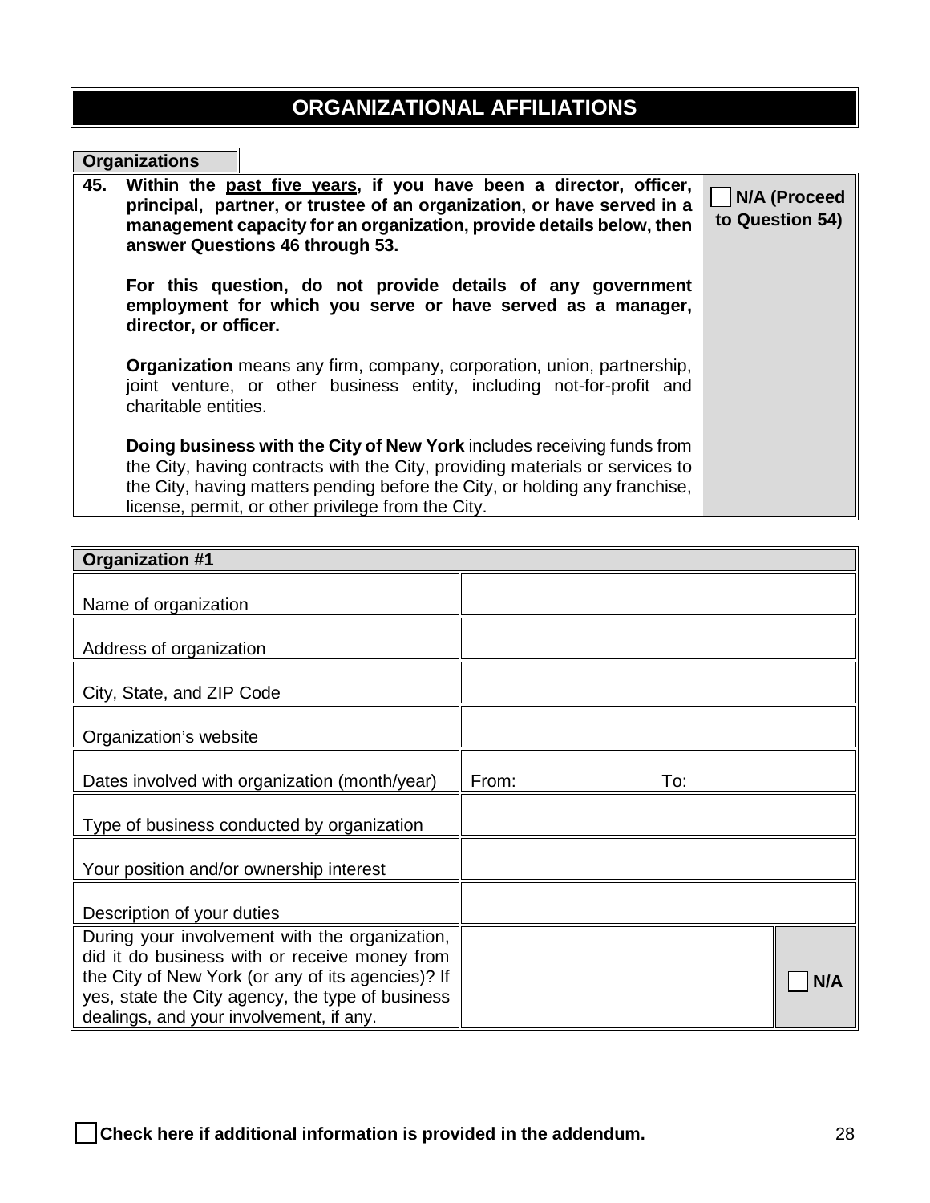# ORGANIZATIONAL AFFILIATIONS

## Organizations

**45. Within the <u>past five years</u>, if you have been a director, officer, principal, partner, or trustee of an organization, or have served in a management capacity for an organization, provide details below, then answer Questions 46 through 53.**

**For this question, do not provide details of any government employment for which you serve or have served as a manager, director, or officer.**

**Organization** means any firm, company, corporation, union, partnership, joint venture, or other business entity, including not-for-profit and charitable entities.

**Doing business with the City of New York** includes receiving funds from the City, having contracts with the City, providing materials or services to the City, having matters pending before the City, or holding any franchise, license, permit, or other privilege from the City.

☐ **N/A (Proceed to Question 54)**

| **Organization #1** | | |
|---|---|---|
| Name of organization | | |
| Address of organization | | |
| City, State, and ZIP Code | | |
| Organization's website | | |
| Dates involved with organization (month/year) | From: To: | |
| Type of business conducted by organization | | |
| Your position and/or ownership interest | | |
| Description of your duties | | |
| During your involvement with the organization, did it do business with or receive money from the City of New York (or any of its agencies)? If yes, state the City agency, the type of business dealings, and your involvement, if any. | | ☐ **N/A** |

☐ **Check here if additional information is provided in the addendum.**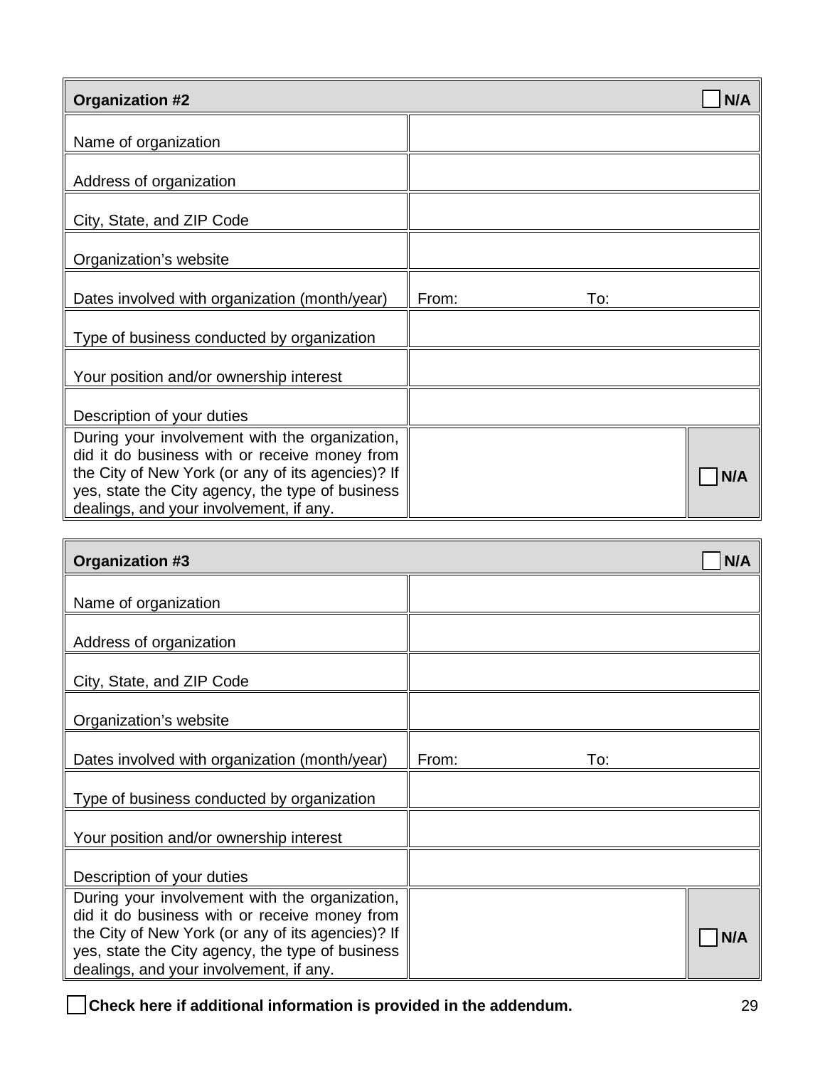| Organization #2 | | ☐ N/A |
|---|---|---|
| Name of organization | | |
| Address of organization | | |
| City, State, and ZIP Code | | |
| Organization's website | | |
| Dates involved with organization (month/year) | From: To: | |
| Type of business conducted by organization | | |
| Your position and/or ownership interest | | |
| Description of your duties | | |
| During your involvement with the organization, did it do business with or receive money from the City of New York (or any of its agencies)? If yes, state the City agency, the type of business dealings, and your involvement, if any. | | ☐ N/A |

| Organization #3 | | ☐ N/A |
|---|---|---|
| Name of organization | | |
| Address of organization | | |
| City, State, and ZIP Code | | |
| Organization's website | | |
| Dates involved with organization (month/year) | From: To: | |
| Type of business conducted by organization | | |
| Your position and/or ownership interest | | |
| Description of your duties | | |
| During your involvement with the organization, did it do business with or receive money from the City of New York (or any of its agencies)? If yes, state the City agency, the type of business dealings, and your involvement, if any. | | ☐ N/A |

☐ **Check here if additional information is provided in the addendum.**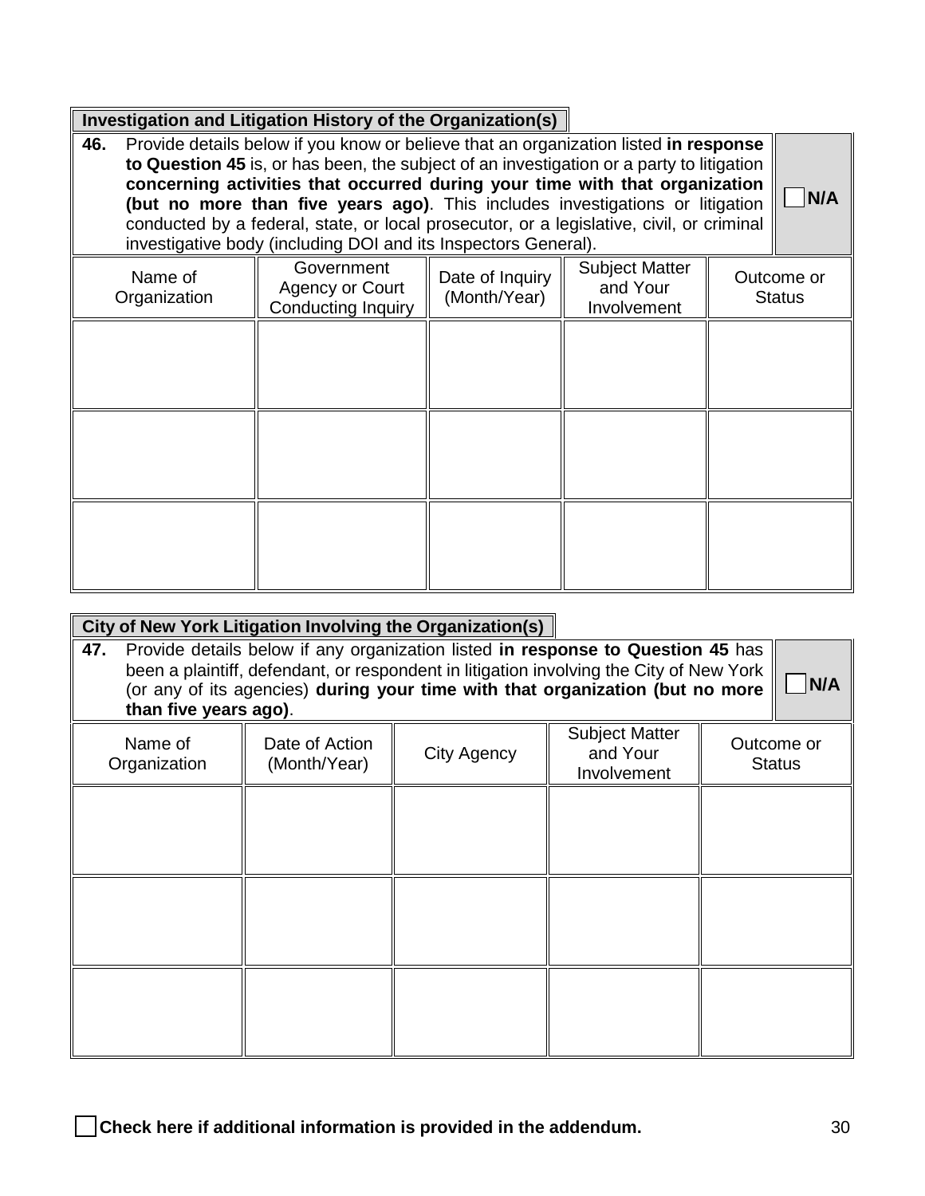## Investigation and Litigation History of the Organization(s)

**46.** Provide details below if you know or believe that an organization listed **in response to Question 45** is, or has been, the subject of an investigation or a party to litigation **concerning activities that occurred during your time with that organization (but no more than five years ago)**. This includes investigations or litigation conducted by a federal, state, or local prosecutor, or a legislative, civil, or criminal investigative body (including DOI and its Inspectors General).

☐ **N/A**

| Name of Organization | Government Agency or Court Conducting Inquiry | Date of Inquiry (Month/Year) | Subject Matter and Your Involvement | Outcome or Status |
|---|---|---|---|---|
| | | | | |
| | | | | |
| | | | | |

## City of New York Litigation Involving the Organization(s)

**47.** Provide details below if any organization listed **in response to Question 45** has been a plaintiff, defendant, or respondent in litigation involving the City of New York (or any of its agencies) **during your time with that organization (but no more than five years ago)**.

☐ **N/A**

| Name of Organization | Date of Action (Month/Year) | City Agency | Subject Matter and Your Involvement | Outcome or Status |
|---|---|---|---|---|
| | | | | |
| | | | | |
| | | | | |

☐ **Check here if additional information is provided in the addendum.**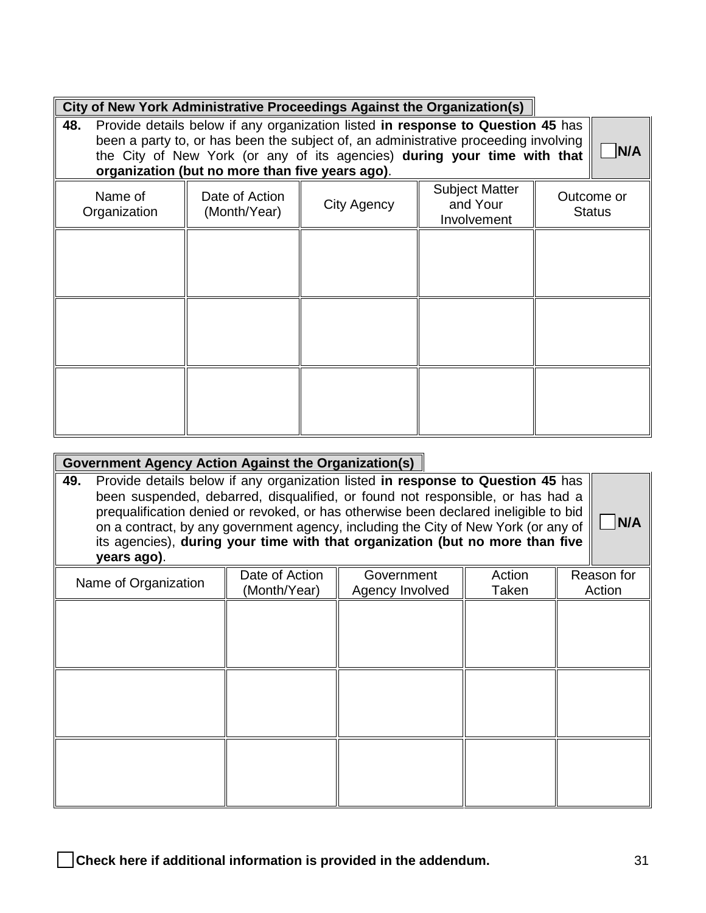## City of New York Administrative Proceedings Against the Organization(s)

**48.** Provide details below if any organization listed **in response to Question 45** has been a party to, or has been the subject of, an administrative proceeding involving the City of New York (or any of its agencies) **during your time with that organization (but no more than five years ago)**.

☐ **N/A**

| Name of Organization | Date of Action (Month/Year) | City Agency | Subject Matter and Your Involvement | Outcome or Status |
|---|---|---|---|---|
| | | | | |
| | | | | |
| | | | | |

## Government Agency Action Against the Organization(s)

**49.** Provide details below if any organization listed **in response to Question 45** has been suspended, debarred, disqualified, or found not responsible, or has had a prequalification denied or revoked, or has otherwise been declared ineligible to bid on a contract, by any government agency, including the City of New York (or any of its agencies), **during your time with that organization (but no more than five years ago)**.

☐ **N/A**

| Name of Organization | Date of Action (Month/Year) | Government Agency Involved | Action Taken | Reason for Action |
|---|---|---|---|---|
| | | | | |
| | | | | |
| | | | | |

☐ **Check here if additional information is provided in the addendum.**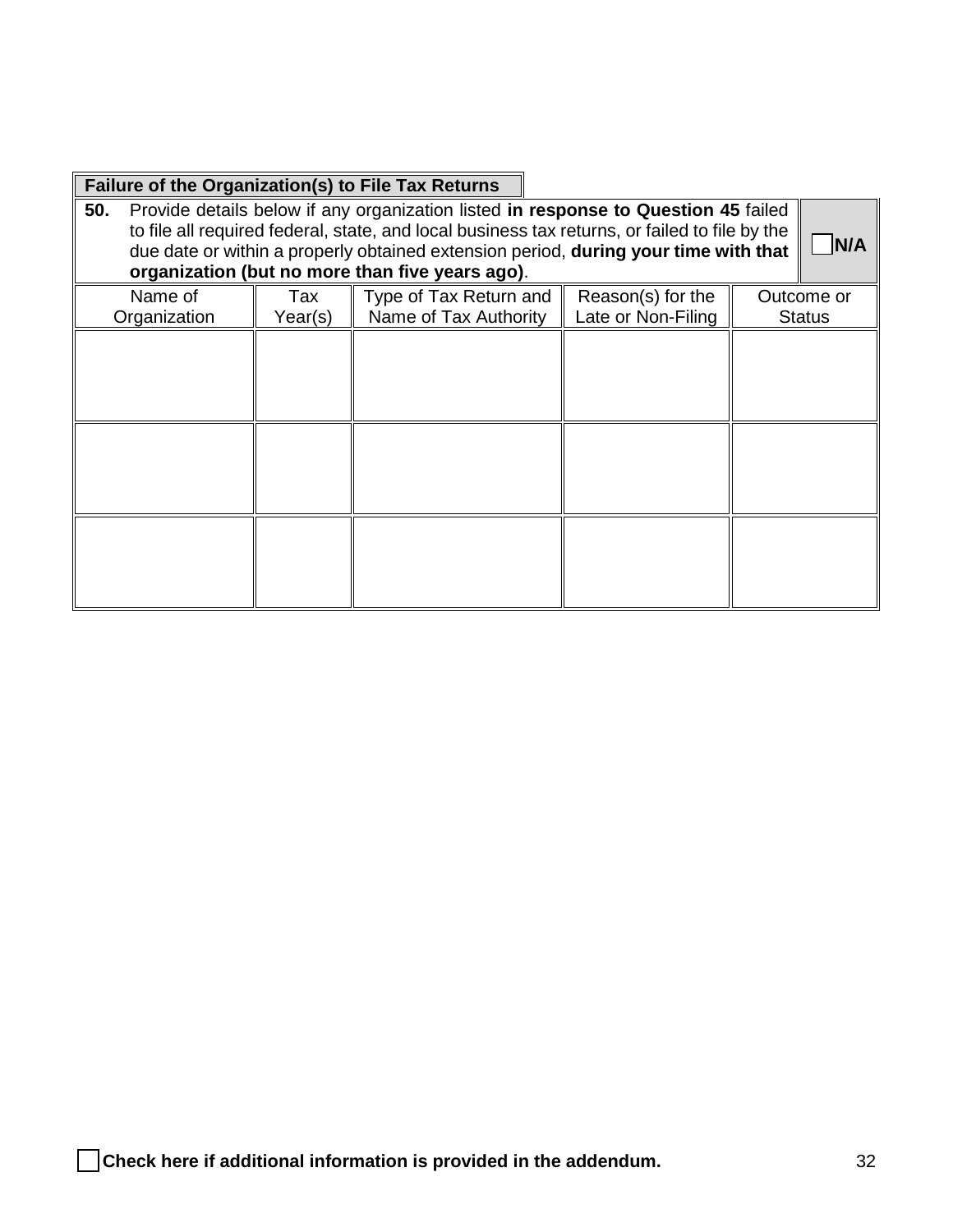**Failure of the Organization(s) to File Tax Returns**

**50.** Provide details below if any organization listed **in response to Question 45** failed to file all required federal, state, and local business tax returns, or failed to file by the due date or within a properly obtained extension period, **during your time with that organization (but no more than five years ago)**.

☐ **N/A**

| Name of Organization | Tax Year(s) | Type of Tax Return and Name of Tax Authority | Reason(s) for the Late or Non-Filing | Outcome or Status |
|---|---|---|---|---|
| | | | | |
| | | | | |
| | | | | |

☐ **Check here if additional information is provided in the addendum.**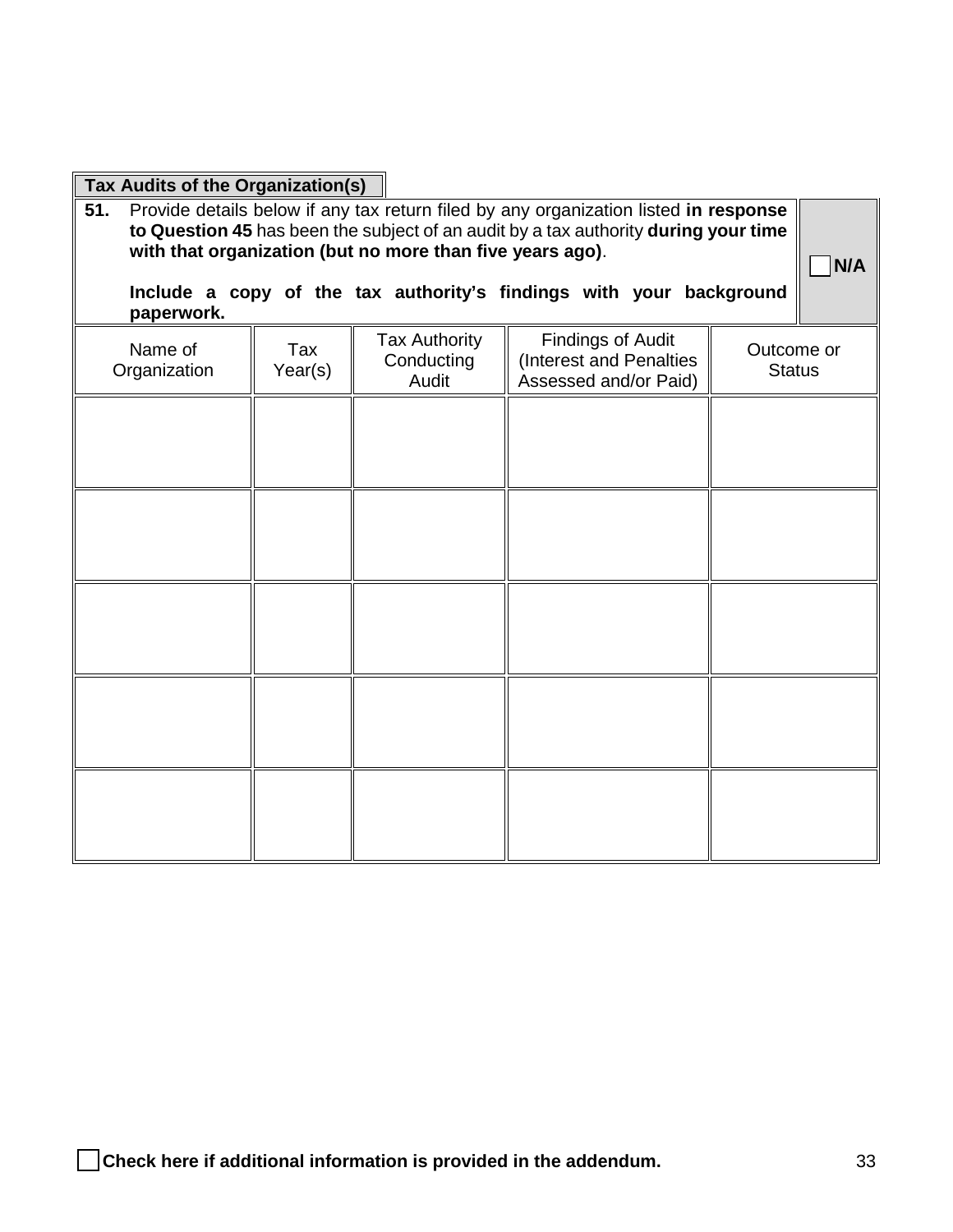## Tax Audits of the Organization(s)

**51.** Provide details below if any tax return filed by any organization listed **in response to Question 45** has been the subject of an audit by a tax authority **during your time with that organization (but no more than five years ago)**.

**Include a copy of the tax authority's findings with your background paperwork.**

☐ **N/A**

| Name of Organization | Tax Year(s) | Tax Authority Conducting Audit | Findings of Audit (Interest and Penalties Assessed and/or Paid) | Outcome or Status |
|---|---|---|---|---|
| | | | | |
| | | | | |
| | | | | |
| | | | | |
| | | | | |

☐ **Check here if additional information is provided in the addendum.**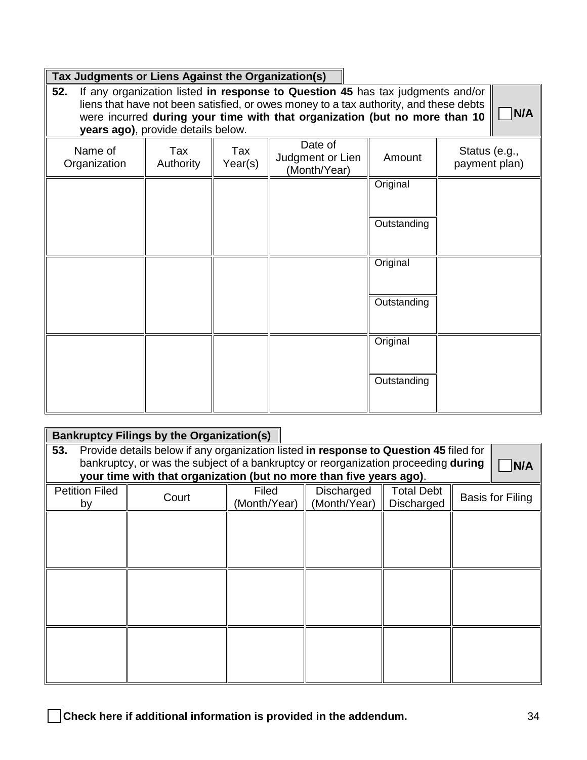## Tax Judgments or Liens Against the Organization(s)

**52.** If any organization listed **in response to Question 45** has tax judgments and/or liens that have not been satisfied, or owes money to a tax authority, and these debts were incurred **during your time with that organization (but no more than 10 years ago)**, provide details below.

☐ **N/A**

| Name of Organization | Tax Authority | Tax Year(s) | Date of Judgment or Lien (Month/Year) | Amount | Status (e.g., payment plan) |
|---|---|---|---|---|---|
| | | | | Original | |
| | | | | Outstanding | |
| | | | | Original | |
| | | | | Outstanding | |
| | | | | Original | |
| | | | | Outstanding | |

## Bankruptcy Filings by the Organization(s)

**53.** Provide details below if any organization listed **in response to Question 45** filed for bankruptcy, or was the subject of a bankruptcy or reorganization proceeding **during your time with that organization (but no more than five years ago)**.

☐ **N/A**

| Petition Filed by | Court | Filed (Month/Year) | Discharged (Month/Year) | Total Debt Discharged | Basis for Filing |
|---|---|---|---|---|---|
| | | | | | |
| | | | | | |
| | | | | | |

☐ **Check here if additional information is provided in the addendum.**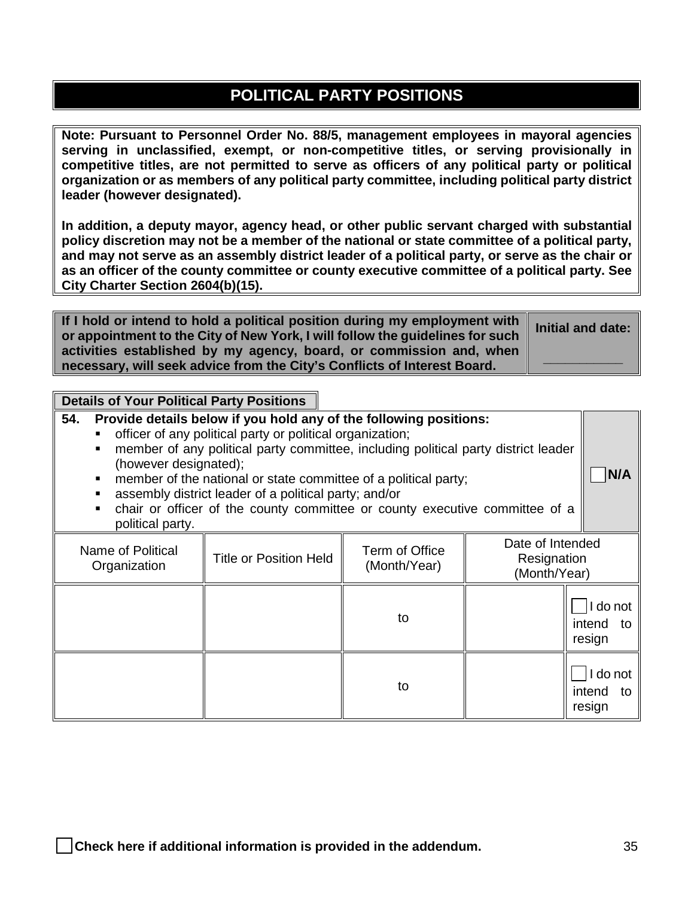# POLITICAL PARTY POSITIONS

**Note: Pursuant to Personnel Order No. 88/5, management employees in mayoral agencies serving in unclassified, exempt, or non-competitive titles, or serving provisionally in competitive titles, are not permitted to serve as officers of any political party or political organization or as members of any political party committee, including political party district leader (however designated).**

**In addition, a deputy mayor, agency head, or other public servant charged with substantial policy discretion may not be a member of the national or state committee of a political party, and may not serve as an assembly district leader of a political party, or serve as the chair or as an officer of the county committee or county executive committee of a political party. See City Charter Section 2604(b)(15).**

| **If I hold or intend to hold a political position during my employment with or appointment to the City of New York, I will follow the guidelines for such activities established by my agency, board, or commission and, when necessary, will seek advice from the City's Conflicts of Interest Board.** | **Initial and date:** ___________ |
|---|---|

**Details of Your Political Party Positions**

**54. Provide details below if you hold any of the following positions:**

- officer of any political party or political organization;
- member of any political party committee, including political party district leader (however designated);
- member of the national or state committee of a political party;
- assembly district leader of a political party; and/or
- chair or officer of the county committee or county executive committee of a political party.

☐ **N/A**

| Name of Political Organization | Title or Position Held | Term of Office (Month/Year) | Date of Intended Resignation (Month/Year) | |
|---|---|---|---|---|
| | | to | | ☐ I do not intend to resign |
| | | to | | ☐ I do not intend to resign |

☐ **Check here if additional information is provided in the addendum.**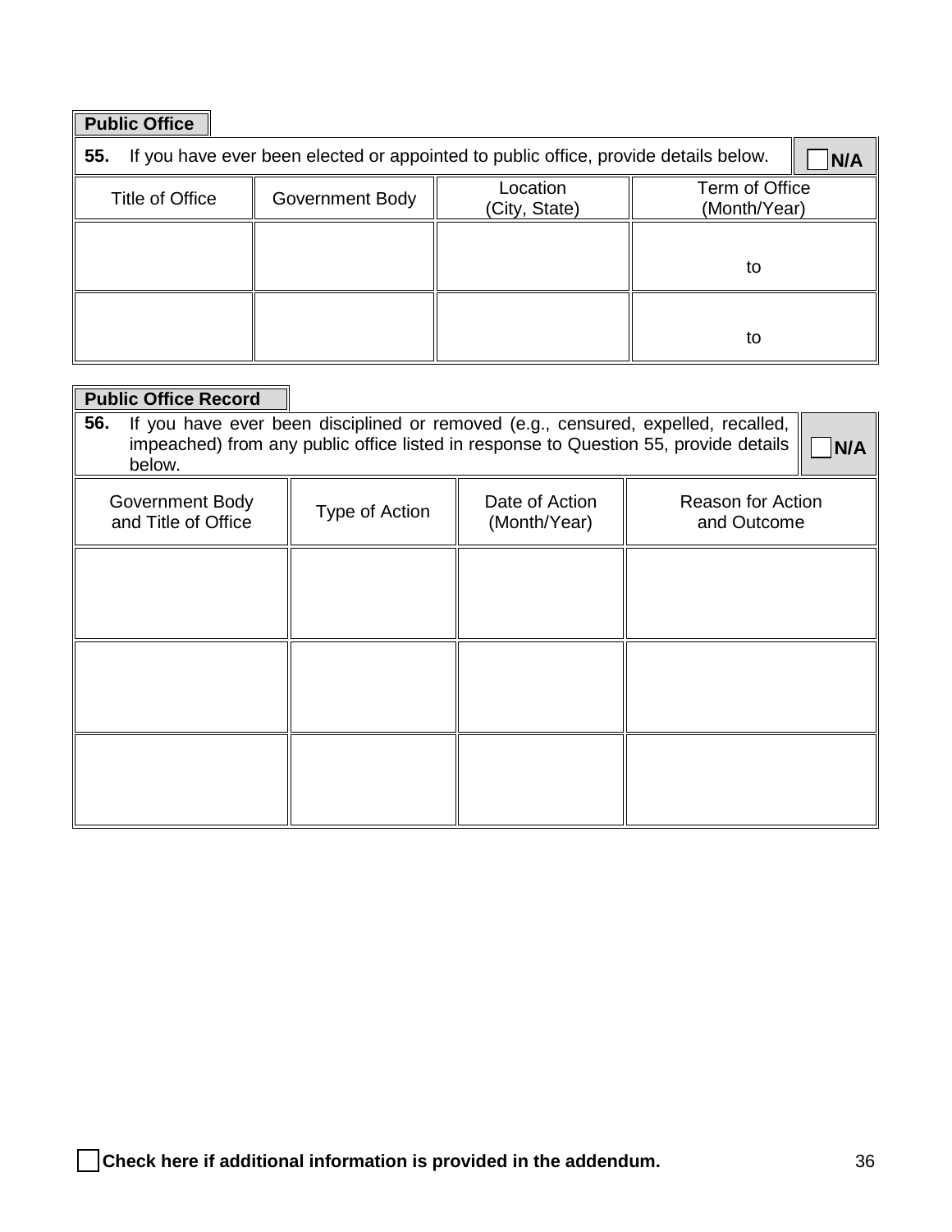## Public Office

**55.** If you have ever been elected or appointed to public office, provide details below. ☐ **N/A**

| Title of Office | Government Body | Location (City, State) | Term of Office (Month/Year) |
| --- | --- | --- | --- |
| | | | to |
| | | | to |

## Public Office Record

**56.** If you have ever been disciplined or removed (e.g., censured, expelled, recalled, impeached) from any public office listed in response to Question 55, provide details below. ☐ **N/A**

| Government Body and Title of Office | Type of Action | Date of Action (Month/Year) | Reason for Action and Outcome |
| --- | --- | --- | --- |
| | | | |
| | | | |
| | | | |

☐ **Check here if additional information is provided in the addendum.**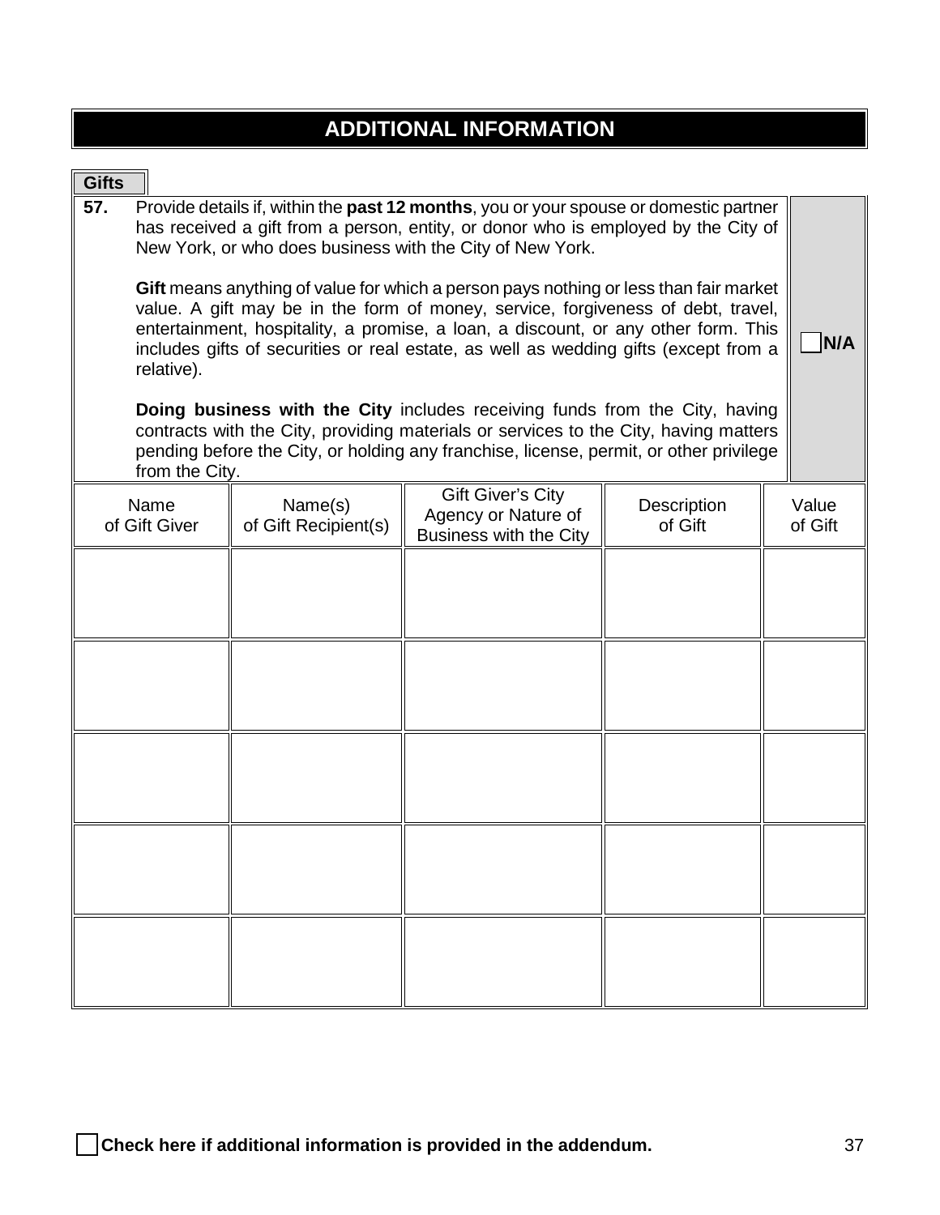# ADDITIONAL INFORMATION

## Gifts

**57.** Provide details if, within the **past 12 months**, you or your spouse or domestic partner has received a gift from a person, entity, or donor who is employed by the City of New York, or who does business with the City of New York.

**Gift** means anything of value for which a person pays nothing or less than fair market value. A gift may be in the form of money, service, forgiveness of debt, travel, entertainment, hospitality, a promise, a loan, a discount, or any other form. This includes gifts of securities or real estate, as well as wedding gifts (except from a relative).

**Doing business with the City** includes receiving funds from the City, having contracts with the City, providing materials or services to the City, having matters pending before the City, or holding any franchise, license, permit, or other privilege from the City.

☐ **N/A**

| Name of Gift Giver | Name(s) of Gift Recipient(s) | Gift Giver's City Agency or Nature of Business with the City | Description of Gift | Value of Gift |
|---|---|---|---|---|
| | | | | |
| | | | | |
| | | | | |
| | | | | |
| | | | | |

☐ **Check here if additional information is provided in the addendum.**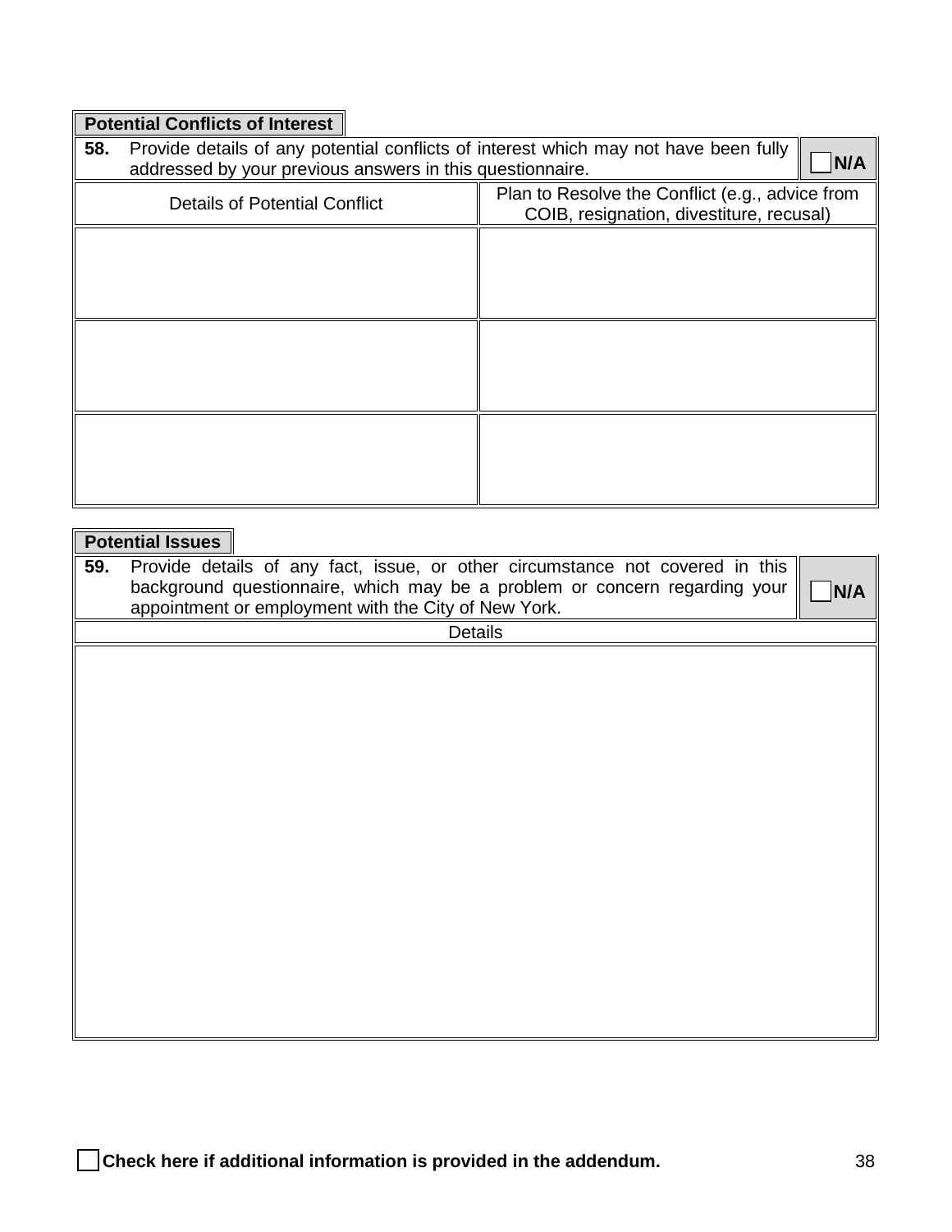## Potential Conflicts of Interest

**58.** Provide details of any potential conflicts of interest which may not have been fully addressed by your previous answers in this questionnaire. ☐ **N/A**

| Details of Potential Conflict | Plan to Resolve the Conflict (e.g., advice from COIB, resignation, divestiture, recusal) |
|---|---|
| | |
| | |
| | |

## Potential Issues

**59.** Provide details of any fact, issue, or other circumstance not covered in this background questionnaire, which may be a problem or concern regarding your appointment or employment with the City of New York. ☐ **N/A**

| Details |
|---|
| |

☐ **Check here if additional information is provided in the addendum.**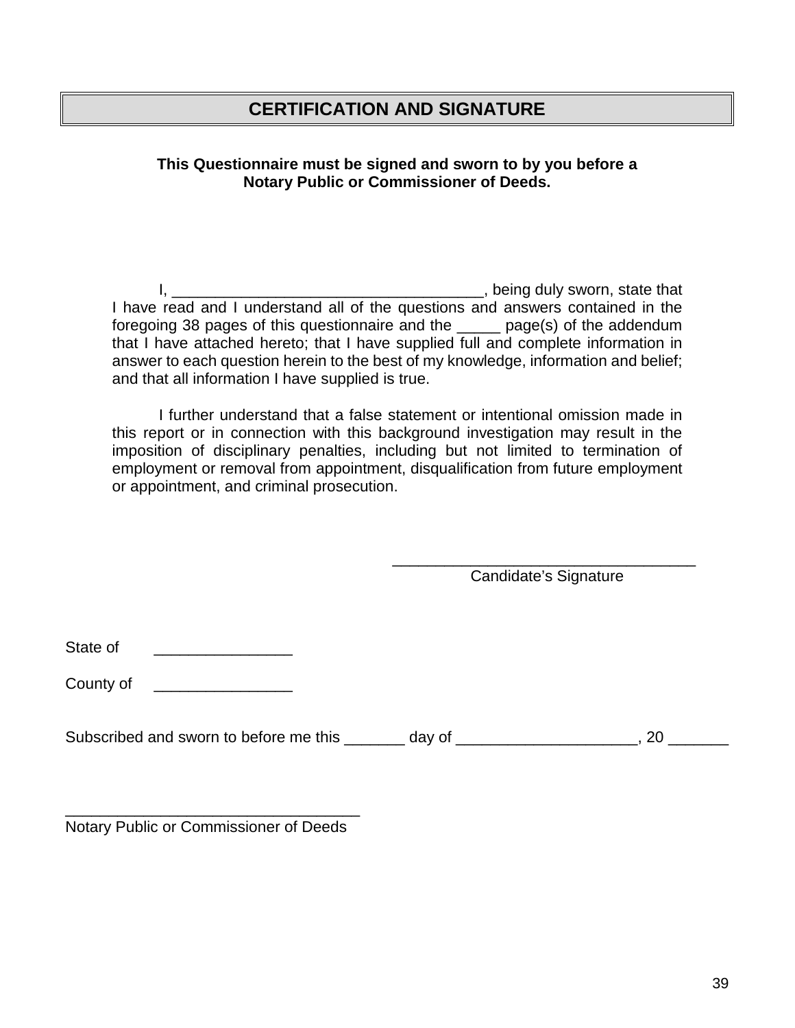## CERTIFICATION AND SIGNATURE

**This Questionnaire must be signed and sworn to by you before a Notary Public or Commissioner of Deeds.**

I, ____________________________________, being duly sworn, state that I have read and I understand all of the questions and answers contained in the foregoing 38 pages of this questionnaire and the _____ page(s) of the addendum that I have attached hereto; that I have supplied full and complete information in answer to each question herein to the best of my knowledge, information and belief; and that all information I have supplied is true.

I further understand that a false statement or intentional omission made in this report or in connection with this background investigation may result in the imposition of disciplinary penalties, including but not limited to termination of employment or removal from appointment, disqualification from future employment or appointment, and criminal prosecution.

____________________________________
Candidate's Signature

State of ________________

County of ________________

Subscribed and sworn to before me this _______ day of _____________________, 20 _______

____________________________________
Notary Public or Commissioner of Deeds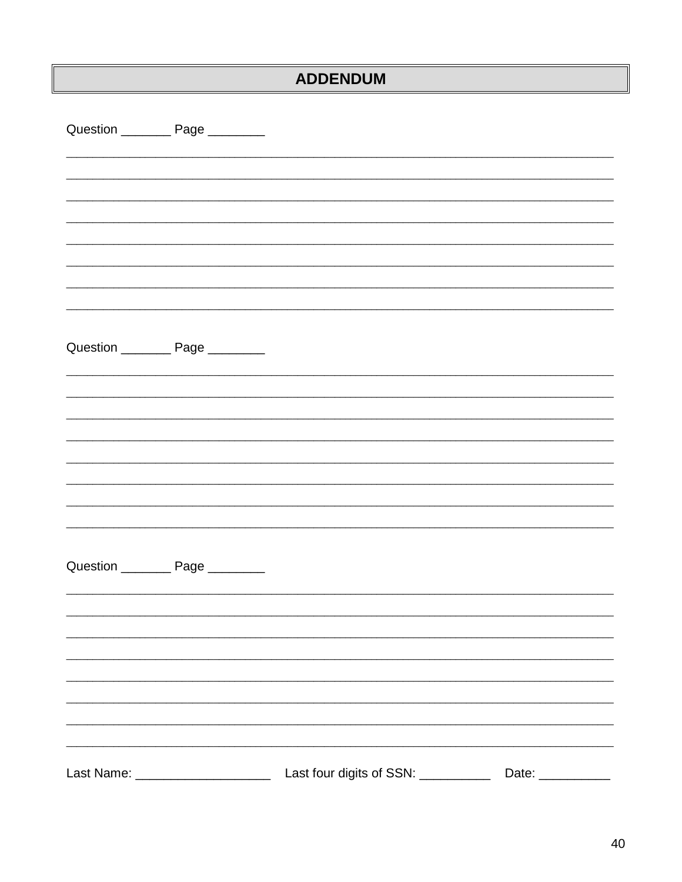## ADDENDUM

Question _______ Page ________

________________________________________________________________________________

________________________________________________________________________________

________________________________________________________________________________

________________________________________________________________________________

________________________________________________________________________________

________________________________________________________________________________

________________________________________________________________________________

________________________________________________________________________________

Question _______ Page ________

________________________________________________________________________________

________________________________________________________________________________

________________________________________________________________________________

________________________________________________________________________________

________________________________________________________________________________

________________________________________________________________________________

________________________________________________________________________________

________________________________________________________________________________

Question _______ Page ________

________________________________________________________________________________

________________________________________________________________________________

________________________________________________________________________________

________________________________________________________________________________

________________________________________________________________________________

________________________________________________________________________________

________________________________________________________________________________

________________________________________________________________________________

Last Name: ___________________ Last four digits of SSN: __________ Date: __________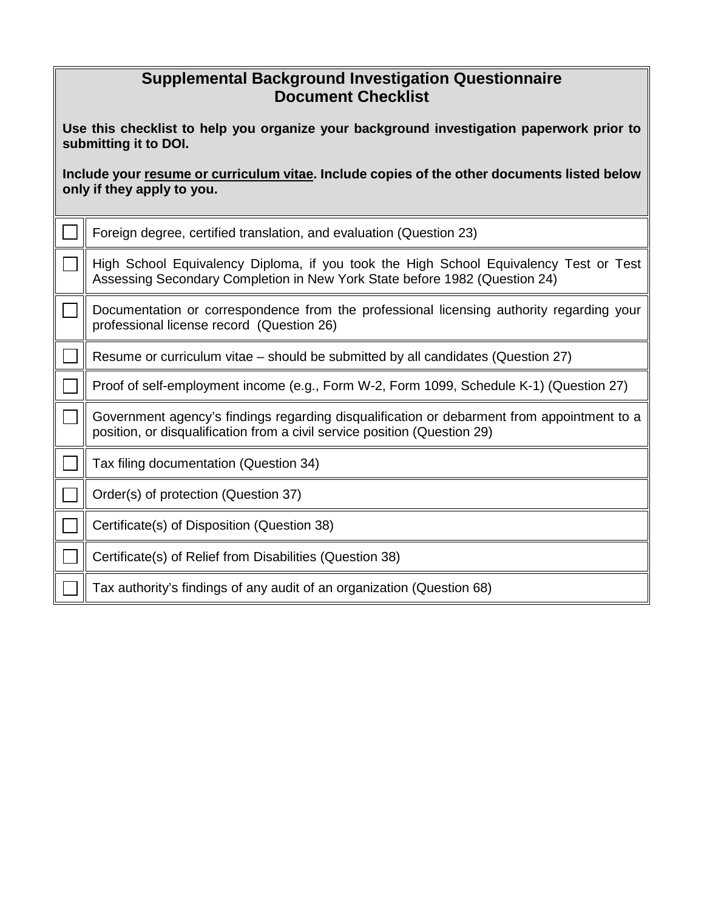## Supplemental Background Investigation Questionnaire
## Document Checklist

**Use this checklist to help you organize your background investigation paperwork prior to submitting it to DOI.**

**Include your <u>resume or curriculum vitae</u>. Include copies of the other documents listed below only if they apply to you.**

| | |
|---|---|
| ☐ | Foreign degree, certified translation, and evaluation (Question 23) |
| ☐ | High School Equivalency Diploma, if you took the High School Equivalency Test or Test Assessing Secondary Completion in New York State before 1982 (Question 24) |
| ☐ | Documentation or correspondence from the professional licensing authority regarding your professional license record (Question 26) |
| ☐ | Resume or curriculum vitae – should be submitted by all candidates (Question 27) |
| ☐ | Proof of self-employment income (e.g., Form W-2, Form 1099, Schedule K-1) (Question 27) |
| ☐ | Government agency's findings regarding disqualification or debarment from appointment to a position, or disqualification from a civil service position (Question 29) |
| ☐ | Tax filing documentation (Question 34) |
| ☐ | Order(s) of protection (Question 37) |
| ☐ | Certificate(s) of Disposition (Question 38) |
| ☐ | Certificate(s) of Relief from Disabilities (Question 38) |
| ☐ | Tax authority's findings of any audit of an organization (Question 68) |